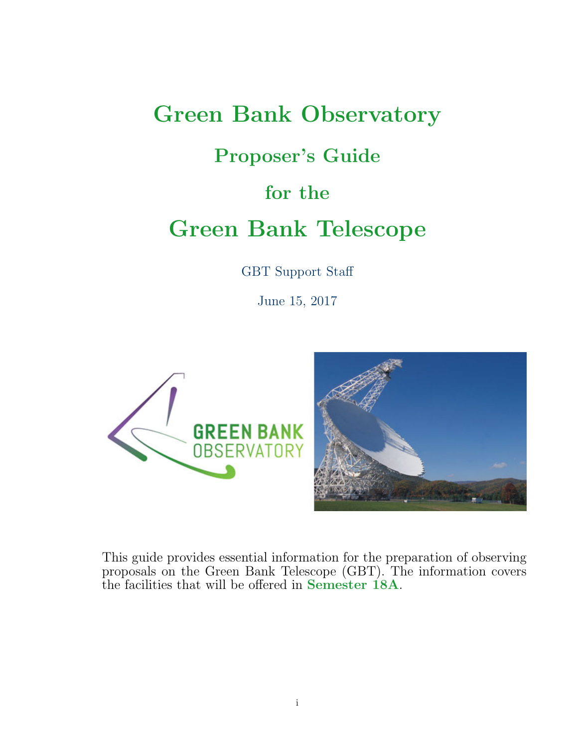# Green Bank Observatory

## Proposer's Guide

## for the

# Green Bank Telescope

GBT Support Staff

June 15, 2017

This guide provides essential information for the preparation of observing proposals on the Green Bank Telescope (GBT). The information covers the facilities that will be offered in **Semester 18A**.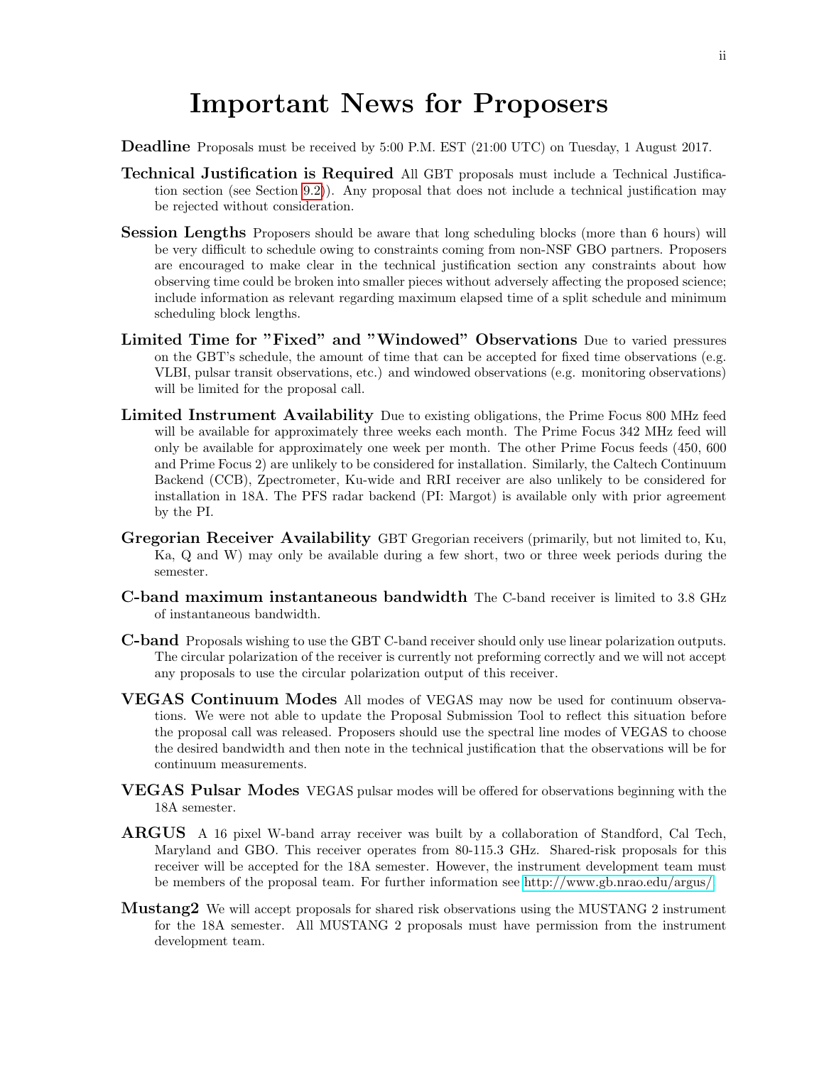# Important News for Proposers

**Deadline** Proposals must be received by 5:00 P.M. EST (21:00 UTC) on Tuesday, 1 August 2017.

**Technical Justification is Required** All GBT proposals must include a Technical Justification section (see Section 9.2)). Any proposal that does not include a technical justification may be rejected without consideration.

**Session Lengths** Proposers should be aware that long scheduling blocks (more than 6 hours) will be very difficult to schedule owing to constraints coming from non-NSF GBO partners. Proposers are encouraged to make clear in the technical justification section any constraints about how observing time could be broken into smaller pieces without adversely affecting the proposed science; include information as relevant regarding maximum elapsed time of a split schedule and minimum scheduling block lengths.

**Limited Time for "Fixed" and "Windowed" Observations** Due to varied pressures on the GBT's schedule, the amount of time that can be accepted for fixed time observations (e.g. VLBI, pulsar transit observations, etc.) and windowed observations (e.g. monitoring observations) will be limited for the proposal call.

**Limited Instrument Availability** Due to existing obligations, the Prime Focus 800 MHz feed will be available for approximately three weeks each month. The Prime Focus 342 MHz feed will only be available for approximately one week per month. The other Prime Focus feeds (450, 600 and Prime Focus 2) are unlikely to be considered for installation. Similarly, the Caltech Continuum Backend (CCB), Zpectrometer, Ku-wide and RRI receiver are also unlikely to be considered for installation in 18A. The PFS radar backend (PI: Margot) is available only with prior agreement by the PI.

**Gregorian Receiver Availability** GBT Gregorian receivers (primarily, but not limited to, Ku, Ka, Q and W) may only be available during a few short, two or three week periods during the semester.

**C-band maximum instantaneous bandwidth** The C-band receiver is limited to 3.8 GHz of instantaneous bandwidth.

**C-band** Proposals wishing to use the GBT C-band receiver should only use linear polarization outputs. The circular polarization of the receiver is currently not preforming correctly and we will not accept any proposals to use the circular polarization output of this receiver.

**VEGAS Continuum Modes** All modes of VEGAS may now be used for continuum observations. We were not able to update the Proposal Submission Tool to reflect this situation before the proposal call was released. Proposers should use the spectral line modes of VEGAS to choose the desired bandwidth and then note in the technical justification that the observations will be for continuum measurements.

**VEGAS Pulsar Modes** VEGAS pulsar modes will be offered for observations beginning with the 18A semester.

**ARGUS** A 16 pixel W-band array receiver was built by a collaboration of Standford, Cal Tech, Maryland and GBO. This receiver operates from 80-115.3 GHz. Shared-risk proposals for this receiver will be accepted for the 18A semester. However, the instrument development team must be members of the proposal team. For further information see http://www.gb.nrao.edu/argus/

**Mustang2** We will accept proposals for shared risk observations using the MUSTANG 2 instrument for the 18A semester. All MUSTANG 2 proposals must have permission from the instrument development team.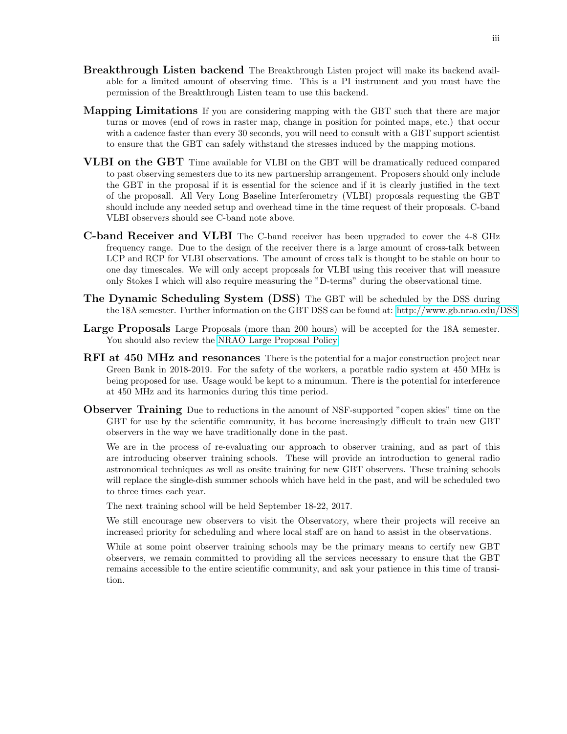**Breakthrough Listen backend** The Breakthrough Listen project will make its backend available for a limited amount of observing time. This is a PI instrument and you must have the permission of the Breakthrough Listen team to use this backend.

**Mapping Limitations** If you are considering mapping with the GBT such that there are major turns or moves (end of rows in raster map, change in position for pointed maps, etc.) that occur with a cadence faster than every 30 seconds, you will need to consult with a GBT support scientist to ensure that the GBT can safely withstand the stresses induced by the mapping motions.

**VLBI on the GBT** Time available for VLBI on the GBT will be dramatically reduced compared to past observing semesters due to its new partnership arrangement. Proposers should only include the GBT in the proposal if it is essential for the science and if it is clearly justified in the text of the proposall. All Very Long Baseline Interferometry (VLBI) proposals requesting the GBT should include any needed setup and overhead time in the time request of their proposals. C-band VLBI observers should see C-band note above.

**C-band Receiver and VLBI** The C-band receiver has been upgraded to cover the 4-8 GHz frequency range. Due to the design of the receiver there is a large amount of cross-talk between LCP and RCP for VLBI observations. The amount of cross talk is thought to be stable on hour to one day timescales. We will only accept proposals for VLBI using this receiver that will measure only Stokes I which will also require measuring the "D-terms" during the observational time.

**The Dynamic Scheduling System (DSS)** The GBT will be scheduled by the DSS during the 18A semester. Further information on the GBT DSS can be found at: http://www.gb.nrao.edu/DSS

**Large Proposals** Large Proposals (more than 200 hours) will be accepted for the 18A semester. You should also review the NRAO Large Proposal Policy.

**RFI at 450 MHz and resonances** There is the potential for a major construction project near Green Bank in 2018-2019. For the safety of the workers, a poratble radio system at 450 MHz is being proposed for use. Usage would be kept to a minumum. There is the potential for interference at 450 MHz and its harmonics during this time period.

**Observer Training** Due to reductions in the amount of NSF-supported "copen skies" time on the GBT for use by the scientific community, it has become increasingly difficult to train new GBT observers in the way we have traditionally done in the past.

We are in the process of re-evaluating our approach to observer training, and as part of this are introducing observer training schools. These will provide an introduction to general radio astronomical techniques as well as onsite training for new GBT observers. These training schools will replace the single-dish summer schools which have held in the past, and will be scheduled two to three times each year.

The next training school will be held September 18-22, 2017.

We still encourage new observers to visit the Observatory, where their projects will receive an increased priority for scheduling and where local staff are on hand to assist in the observations.

While at some point observer training schools may be the primary means to certify new GBT observers, we remain committed to providing all the services necessary to ensure that the GBT remains accessible to the entire scientific community, and ask your patience in this time of transition.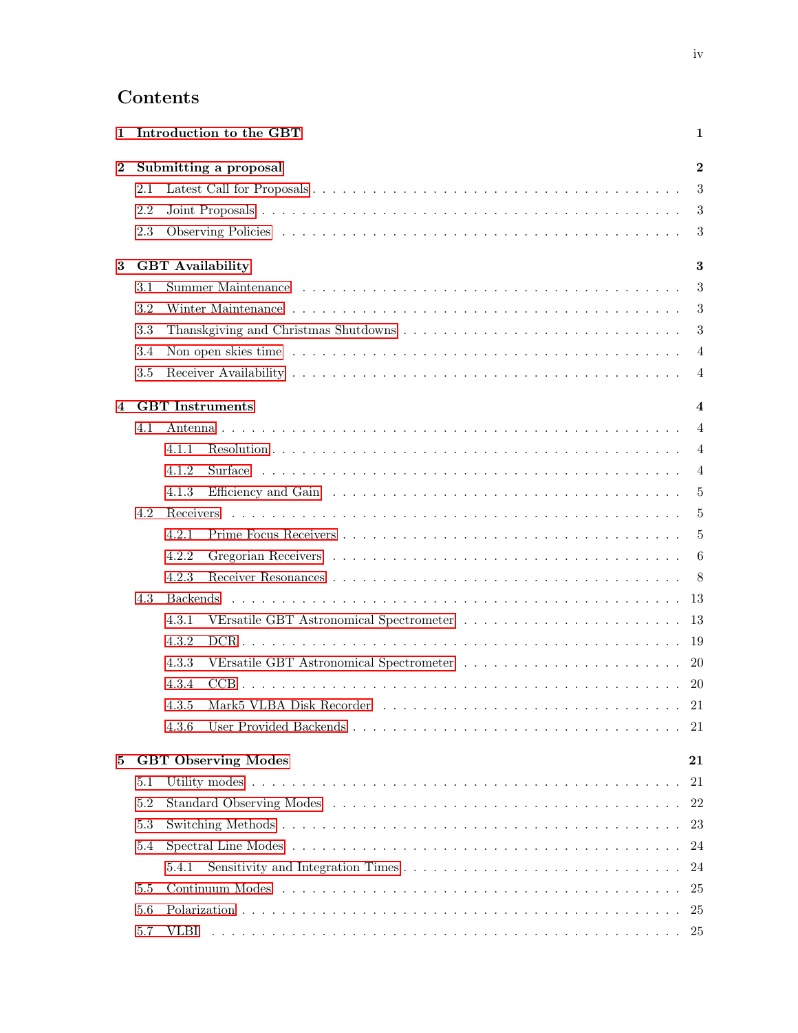# Contents

**1 Introduction to the GBT** **1**

**2 Submitting a proposal** **2**

- 2.1 Latest Call for Proposals . . . 3
- 2.2 Joint Proposals . . . 3
- 2.3 Observing Policies . . . 3

**3 GBT Availability** **3**

- 3.1 Summer Maintenance . . . 3
- 3.2 Winter Maintenance . . . 3
- 3.3 Thanskgiving and Christmas Shutdowns . . . 3
- 3.4 Non open skies time . . . 4
- 3.5 Receiver Availability . . . 4

**4 GBT Instruments** **4**

- 4.1 Antenna . . . 4
  - 4.1.1 Resolution . . . 4
  - 4.1.2 Surface . . . 4
  - 4.1.3 Efficiency and Gain . . . 5
- 4.2 Receivers . . . 5
  - 4.2.1 Prime Focus Receivers . . . 5
  - 4.2.2 Gregorian Receivers . . . 6
  - 4.2.3 Receiver Resonances . . . 8
- 4.3 Backends . . . 13
  - 4.3.1 VErsatile GBT Astronomical Spectrometer . . . 13
  - 4.3.2 DCR . . . 19
  - 4.3.3 VErsatile GBT Astronomical Spectrometer . . . 20
  - 4.3.4 CCB . . . 20
  - 4.3.5 Mark5 VLBA Disk Recorder . . . 21
  - 4.3.6 User Provided Backends . . . 21

**5 GBT Observing Modes** **21**

- 5.1 Utility modes . . . 21
- 5.2 Standard Observing Modes . . . 22
- 5.3 Switching Methods . . . 23
- 5.4 Spectral Line Modes . . . 24
  - 5.4.1 Sensitivity and Integration Times . . . 24
- 5.5 Continuum Modes . . . 25
- 5.6 Polarization . . . 25
- 5.7 VLBI . . . 25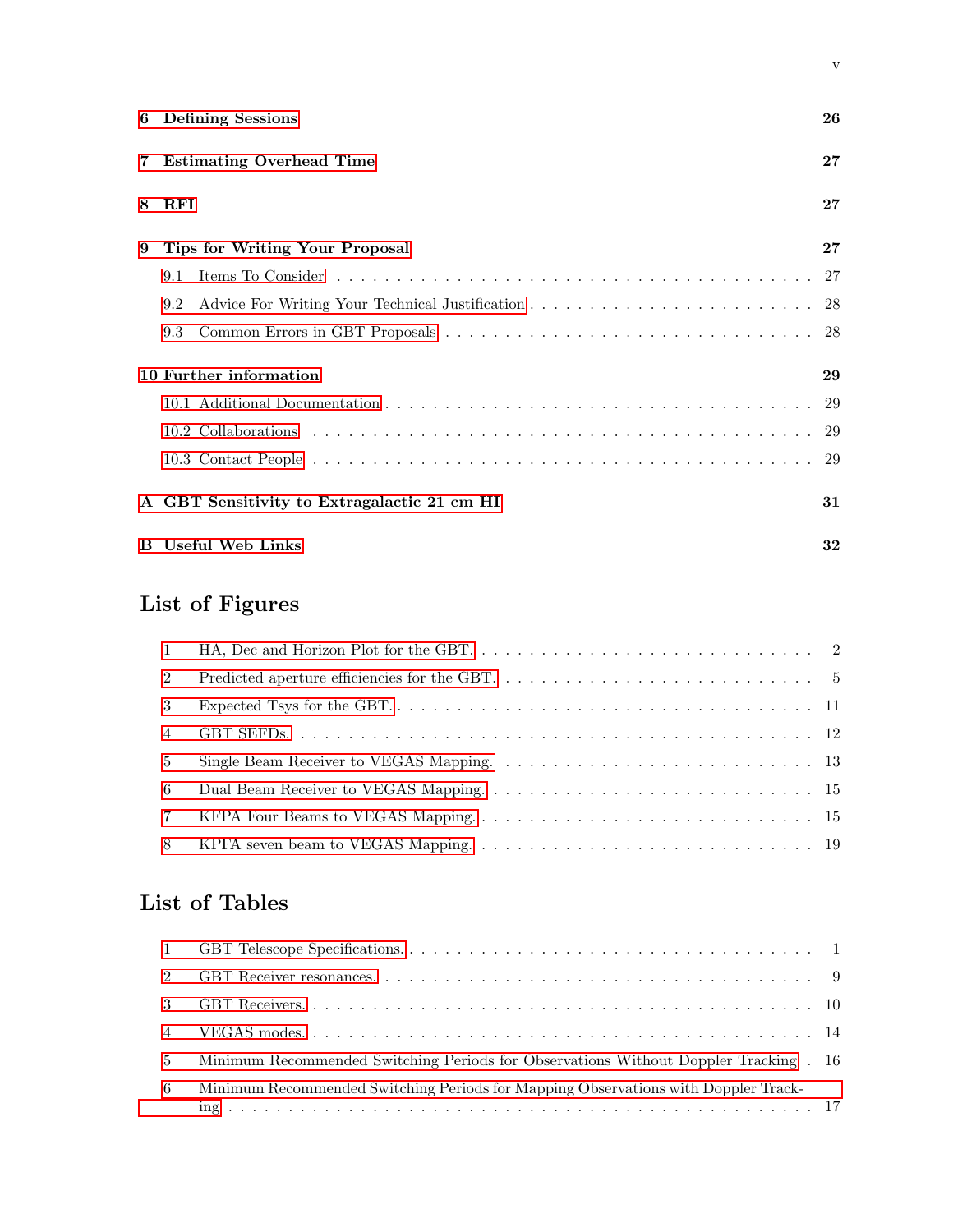**6 Defining Sessions** 26

**7 Estimating Overhead Time** 27

**8 RFI** 27

**9 Tips for Writing Your Proposal** 27

- 9.1 Items To Consider . . . . . . . . . . . . . . . . . . . . . . . . . . . . . . . . . . . . 27
- 9.2 Advice For Writing Your Technical Justification . . . . . . . . . . . . . . . . . . . . . 28
- 9.3 Common Errors in GBT Proposals . . . . . . . . . . . . . . . . . . . . . . . . . . . 28

**10 Further information** 29

- 10.1 Additional Documentation . . . . . . . . . . . . . . . . . . . . . . . . . . . . . . . . 29
- 10.2 Collaborations . . . . . . . . . . . . . . . . . . . . . . . . . . . . . . . . . . . . . 29
- 10.3 Contact People . . . . . . . . . . . . . . . . . . . . . . . . . . . . . . . . . . . . . 29

**A GBT Sensitivity to Extragalactic 21 cm HI** 31

**B Useful Web Links** 32

# List of Figures

- 1 HA, Dec and Horizon Plot for the GBT. . . . . . . . . . . . . . . . . . . . . . . . . . 2
- 2 Predicted aperture efficiencies for the GBT. . . . . . . . . . . . . . . . . . . . . . . . 5
- 3 Expected Tsys for the GBT. . . . . . . . . . . . . . . . . . . . . . . . . . . . . . . . 11
- 4 GBT SEFDs. . . . . . . . . . . . . . . . . . . . . . . . . . . . . . . . . . . . . . . . 12
- 5 Single Beam Receiver to VEGAS Mapping. . . . . . . . . . . . . . . . . . . . . . . . 13
- 6 Dual Beam Receiver to VEGAS Mapping. . . . . . . . . . . . . . . . . . . . . . . . . 15
- 7 KFPA Four Beams to VEGAS Mapping. . . . . . . . . . . . . . . . . . . . . . . . . . 15
- 8 KPFA seven beam to VEGAS Mapping. . . . . . . . . . . . . . . . . . . . . . . . . . 19

# List of Tables

- 1 GBT Telescope Specifications. . . . . . . . . . . . . . . . . . . . . . . . . . . . . . . 1
- 2 GBT Receiver resonances. . . . . . . . . . . . . . . . . . . . . . . . . . . . . . . . . 9
- 3 GBT Receivers. . . . . . . . . . . . . . . . . . . . . . . . . . . . . . . . . . . . . . . 10
- 4 VEGAS modes. . . . . . . . . . . . . . . . . . . . . . . . . . . . . . . . . . . . . . . 14
- 5 Minimum Recommended Switching Periods for Observations Without Doppler Tracking . 16
- 6 Minimum Recommended Switching Periods for Mapping Observations with Doppler Tracking . . . . . . . . . . . . . . . . . . . . . . . . . . . . . . . . . . . . . . . . . . . 17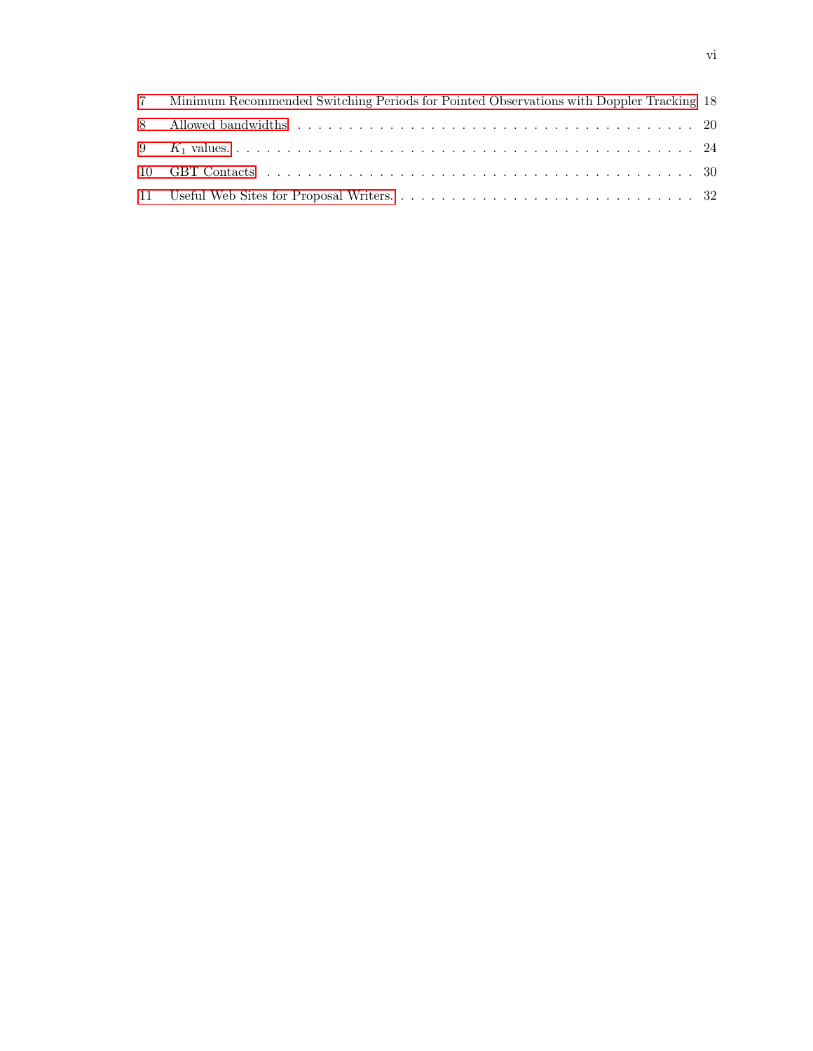| | | |
|---|---|---|
| 7 | Minimum Recommended Switching Periods for Pointed Observations with Doppler Tracking | 18 |
| 8 | Allowed bandwidths | 20 |
| 9 | $K_1$ values. | 24 |
| 10 | GBT Contacts | 30 |
| 11 | Useful Web Sites for Proposal Writers. | 32 |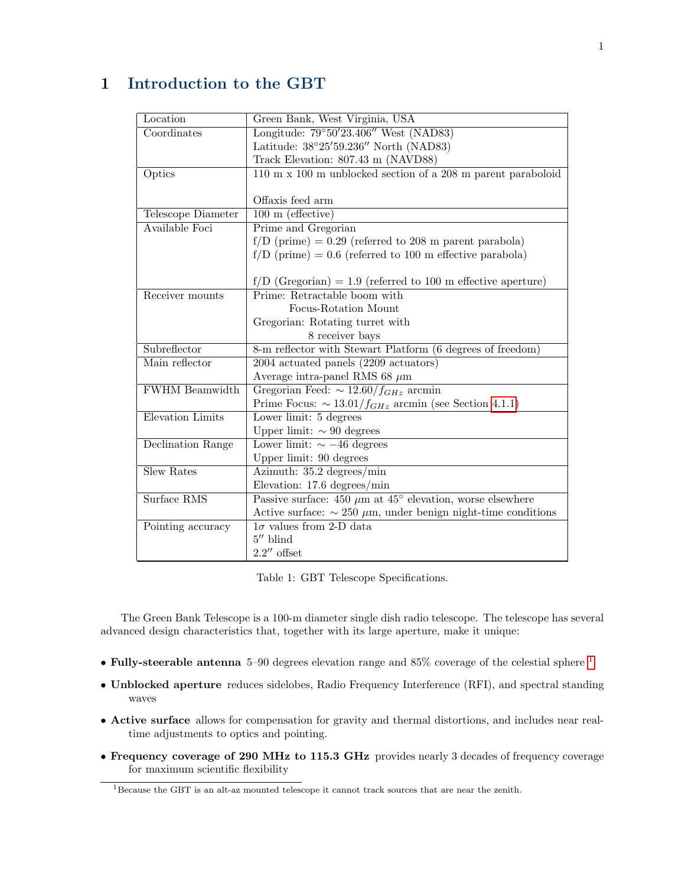# 1 Introduction to the GBT

| | |
|---|---|
| Location | Green Bank, West Virginia, USA |
| Coordinates | Longitude: 79°50′23.406″ West (NAD83)<br>Latitude: 38°25′59.236″ North (NAD83)<br>Track Elevation: 807.43 m (NAVD88) |
| Optics | 110 m x 100 m unblocked section of a 208 m parent paraboloid<br><br>Offaxis feed arm |
| Telescope Diameter | 100 m (effective) |
| Available Foci | Prime and Gregorian<br>f/D (prime) = 0.29 (referred to 208 m parent parabola)<br>f/D (prime) = 0.6 (referred to 100 m effective parabola)<br><br>f/D (Gregorian) = 1.9 (referred to 100 m effective aperture) |
| Receiver mounts | Prime: Retractable boom with<br>Focus-Rotation Mount<br>Gregorian: Rotating turret with<br>8 receiver bays |
| Subreflector | 8-m reflector with Stewart Platform (6 degrees of freedom) |
| Main reflector | 2004 actuated panels (2209 actuators)<br>Average intra-panel RMS 68 $\mu$m |
| FWHM Beamwidth | Gregorian Feed: $\sim 12.60/f_{GHz}$ arcmin<br>Prime Focus: $\sim 13.01/f_{GHz}$ arcmin (see Section 4.1.1) |
| Elevation Limits | Lower limit: 5 degrees<br>Upper limit: $\sim$ 90 degrees |
| Declination Range | Lower limit: $\sim -46$ degrees<br>Upper limit: 90 degrees |
| Slew Rates | Azimuth: 35.2 degrees/min<br>Elevation: 17.6 degrees/min |
| Surface RMS | Passive surface: 450 $\mu$m at 45° elevation, worse elsewhere<br>Active surface: $\sim$ 250 $\mu$m, under benign night-time conditions |
| Pointing accuracy | 1$\sigma$ values from 2-D data<br>5″ blind<br>2.2″ offset |

Table 1: GBT Telescope Specifications.

The Green Bank Telescope is a 100-m diameter single dish radio telescope. The telescope has several advanced design characteristics that, together with its large aperture, make it unique:

- **Fully-steerable antenna** 5–90 degrees elevation range and 85% coverage of the celestial sphere [1]
- **Unblocked aperture** reduces sidelobes, Radio Frequency Interference (RFI), and spectral standing waves
- **Active surface** allows for compensation for gravity and thermal distortions, and includes near real-time adjustments to optics and pointing.
- **Frequency coverage of 290 MHz to 115.3 GHz** provides nearly 3 decades of frequency coverage for maximum scientific flexibility

[1] Because the GBT is an alt-az mounted telescope it cannot track sources that are near the zenith.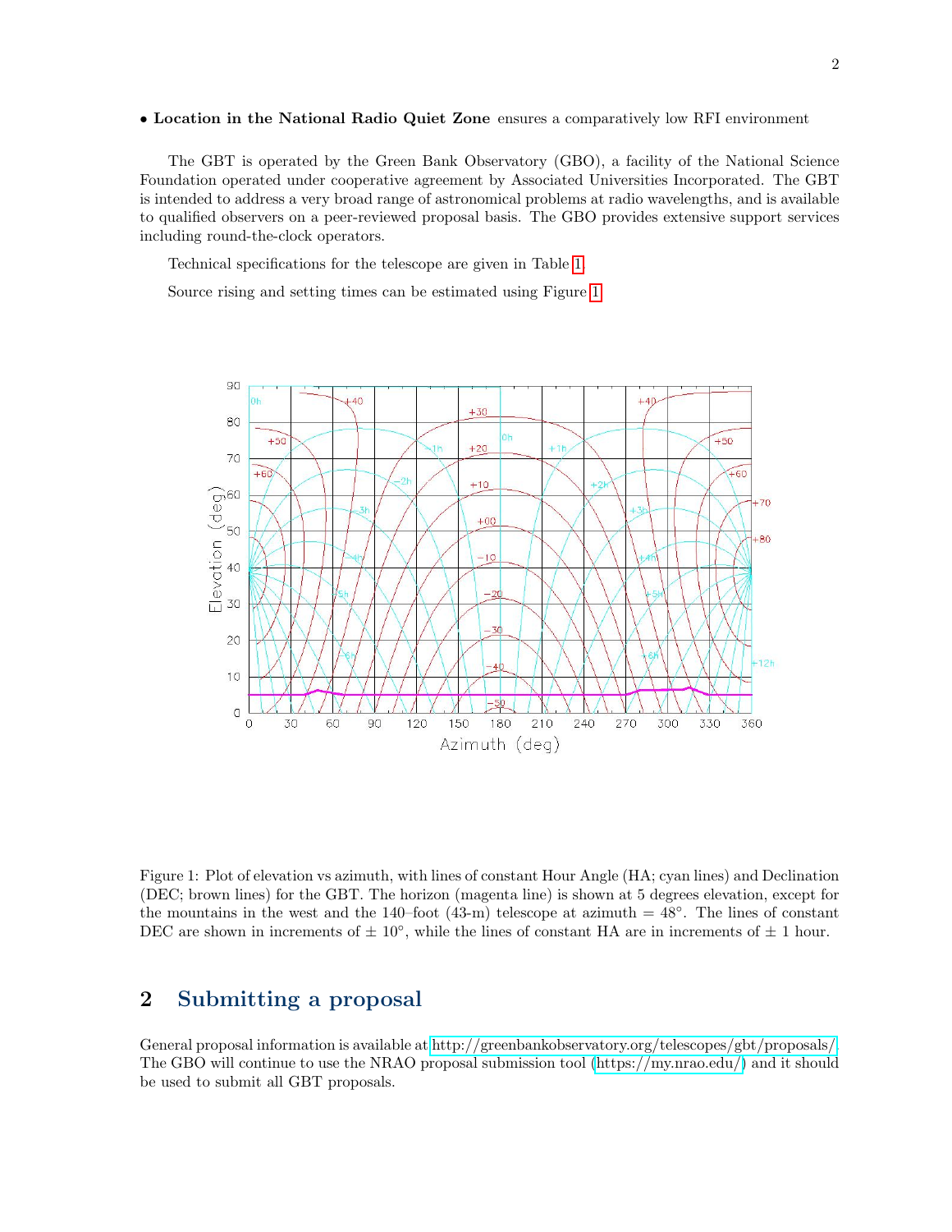- **Location in the National Radio Quiet Zone** ensures a comparatively low RFI environment

The GBT is operated by the Green Bank Observatory (GBO), a facility of the National Science Foundation operated under cooperative agreement by Associated Universities Incorporated. The GBT is intended to address a very broad range of astronomical problems at radio wavelengths, and is available to qualified observers on a peer-reviewed proposal basis. The GBO provides extensive support services including round-the-clock operators.

Technical specifications for the telescope are given in Table 1.

Source rising and setting times can be estimated using Figure 1.

Elevation (deg)
90
80
70
60
50
40
30
20
10
0
Azimuth (deg)
0 30 60 90 120 150 180 210 240 270 300 330 360
0h -1h -2h -3h -4h -5h -6h 0h +1h +2h +3h +4h +5h +6h +12h
+40 +30 +20 +10 +00 -10 -20 -30 -40 -50 +40 +50 +60 +50 +60 +70 +80

Figure 1: Plot of elevation vs azimuth, with lines of constant Hour Angle (HA; cyan lines) and Declination (DEC; brown lines) for the GBT. The horizon (magenta line) is shown at 5 degrees elevation, except for the mountains in the west and the 140–foot (43-m) telescope at azimuth = 48°. The lines of constant DEC are shown in increments of ± 10°, while the lines of constant HA are in increments of ± 1 hour.

## 2 Submitting a proposal

General proposal information is available at http://greenbankobservatory.org/telescopes/gbt/proposals/. The GBO will continue to use the NRAO proposal submission tool (https://my.nrao.edu/) and it should be used to submit all GBT proposals.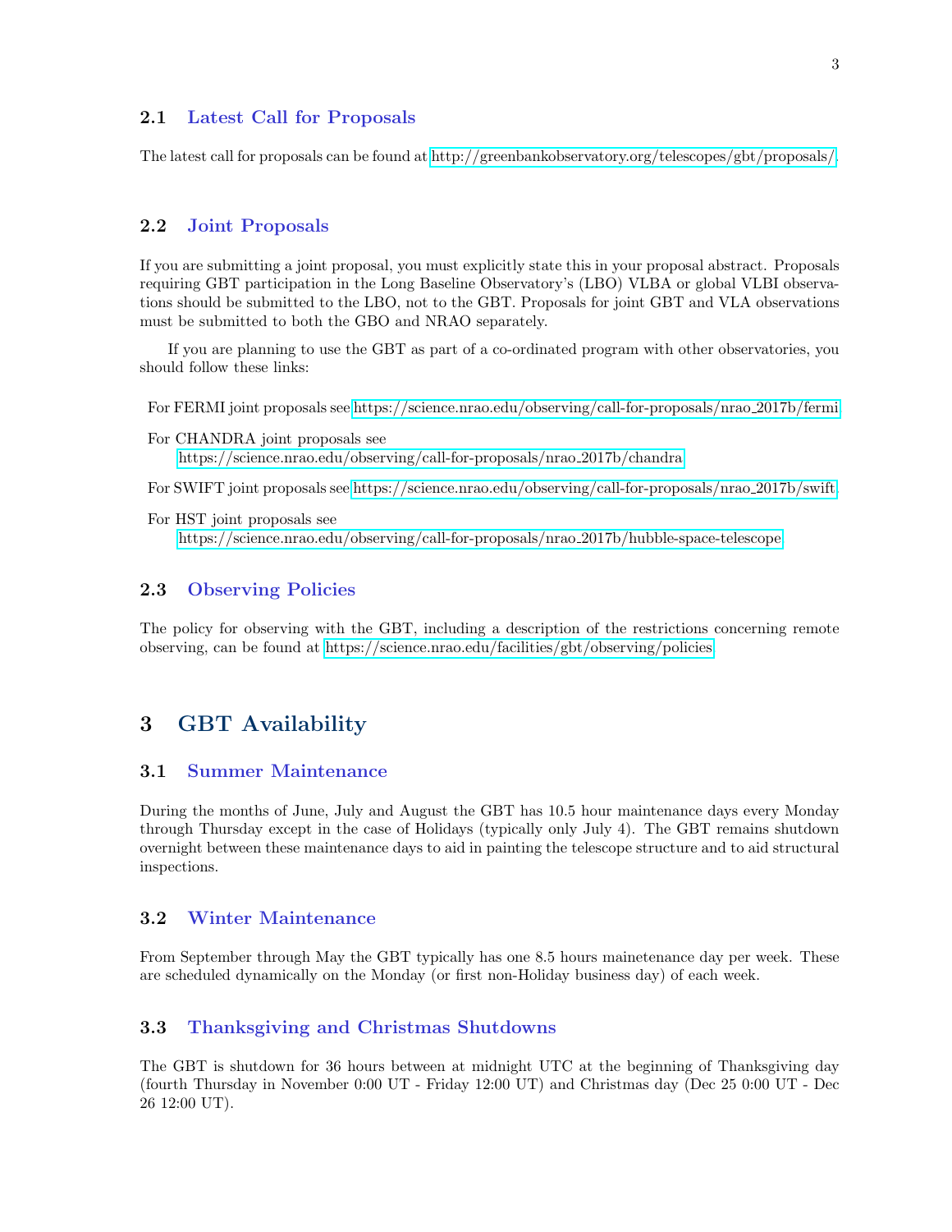### 2.1 Latest Call for Proposals

The latest call for proposals can be found at http://greenbankobservatory.org/telescopes/gbt/proposals/.

### 2.2 Joint Proposals

If you are submitting a joint proposal, you must explicitly state this in your proposal abstract. Proposals requiring GBT participation in the Long Baseline Observatory's (LBO) VLBA or global VLBI observations should be submitted to the LBO, not to the GBT. Proposals for joint GBT and VLA observations must be submitted to both the GBO and NRAO separately.

If you are planning to use the GBT as part of a co-ordinated program with other observatories, you should follow these links:

For FERMI joint proposals see https://science.nrao.edu/observing/call-for-proposals/nrao_2017b/fermi

For CHANDRA joint proposals see https://science.nrao.edu/observing/call-for-proposals/nrao_2017b/chandra

For SWIFT joint proposals see https://science.nrao.edu/observing/call-for-proposals/nrao_2017b/swift

For HST joint proposals see https://science.nrao.edu/observing/call-for-proposals/nrao_2017b/hubble-space-telescope

### 2.3 Observing Policies

The policy for observing with the GBT, including a description of the restrictions concerning remote observing, can be found at https://science.nrao.edu/facilities/gbt/observing/policies

## 3 GBT Availability

### 3.1 Summer Maintenance

During the months of June, July and August the GBT has 10.5 hour maintenance days every Monday through Thursday except in the case of Holidays (typically only July 4). The GBT remains shutdown overnight between these maintenance days to aid in painting the telescope structure and to aid structural inspections.

### 3.2 Winter Maintenance

From September through May the GBT typically has one 8.5 hours mainetenance day per week. These are scheduled dynamically on the Monday (or first non-Holiday business day) of each week.

### 3.3 Thanksgiving and Christmas Shutdowns

The GBT is shutdown for 36 hours between at midnight UTC at the beginning of Thanksgiving day (fourth Thursday in November 0:00 UT - Friday 12:00 UT) and Christmas day (Dec 25 0:00 UT - Dec 26 12:00 UT).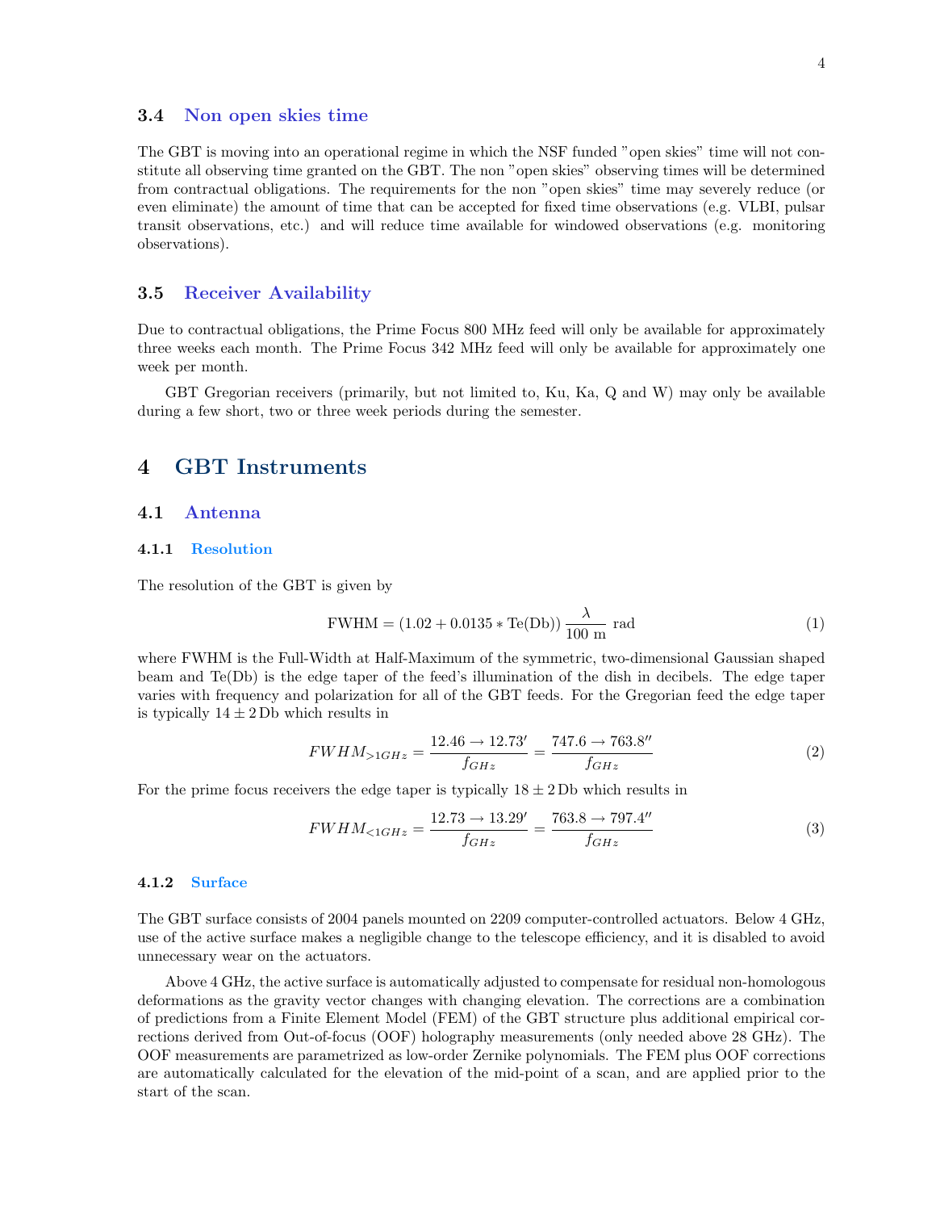### 3.4 Non open skies time

The GBT is moving into an operational regime in which the NSF funded "open skies" time will not constitute all observing time granted on the GBT. The non "open skies" observing times will be determined from contractual obligations. The requirements for the non "open skies" time may severely reduce (or even eliminate) the amount of time that can be accepted for fixed time observations (e.g. VLBI, pulsar transit observations, etc.) and will reduce time available for windowed observations (e.g. monitoring observations).

### 3.5 Receiver Availability

Due to contractual obligations, the Prime Focus 800 MHz feed will only be available for approximately three weeks each month. The Prime Focus 342 MHz feed will only be available for approximately one week per month.

GBT Gregorian receivers (primarily, but not limited to, Ku, Ka, Q and W) may only be available during a few short, two or three week periods during the semester.

## 4 GBT Instruments

### 4.1 Antenna

#### 4.1.1 Resolution

The resolution of the GBT is given by

$$\mathrm{FWHM} = (1.02 + 0.0135 * \mathrm{Te(Db)}) \frac{\lambda}{100 \text{ m}} \text{ rad} \tag{1}$$

where FWHM is the Full-Width at Half-Maximum of the symmetric, two-dimensional Gaussian shaped beam and Te(Db) is the edge taper of the feed's illumination of the dish in decibels. The edge taper varies with frequency and polarization for all of the GBT feeds. For the Gregorian feed the edge taper is typically $14 \pm 2\,\mathrm{Db}$ which results in

$$FWHM_{>1GHz} = \frac{12.46 \rightarrow 12.73'}{f_{GHz}} = \frac{747.6 \rightarrow 763.8''}{f_{GHz}} \tag{2}$$

For the prime focus receivers the edge taper is typically $18 \pm 2\,\mathrm{Db}$ which results in

$$FWHM_{<1GHz} = \frac{12.73 \rightarrow 13.29'}{f_{GHz}} = \frac{763.8 \rightarrow 797.4''}{f_{GHz}} \tag{3}$$

#### 4.1.2 Surface

The GBT surface consists of 2004 panels mounted on 2209 computer-controlled actuators. Below 4 GHz, use of the active surface makes a negligible change to the telescope efficiency, and it is disabled to avoid unnecessary wear on the actuators.

Above 4 GHz, the active surface is automatically adjusted to compensate for residual non-homologous deformations as the gravity vector changes with changing elevation. The corrections are a combination of predictions from a Finite Element Model (FEM) of the GBT structure plus additional empirical corrections derived from Out-of-focus (OOF) holography measurements (only needed above 28 GHz). The OOF measurements are parametrized as low-order Zernike polynomials. The FEM plus OOF corrections are automatically calculated for the elevation of the mid-point of a scan, and are applied prior to the start of the scan.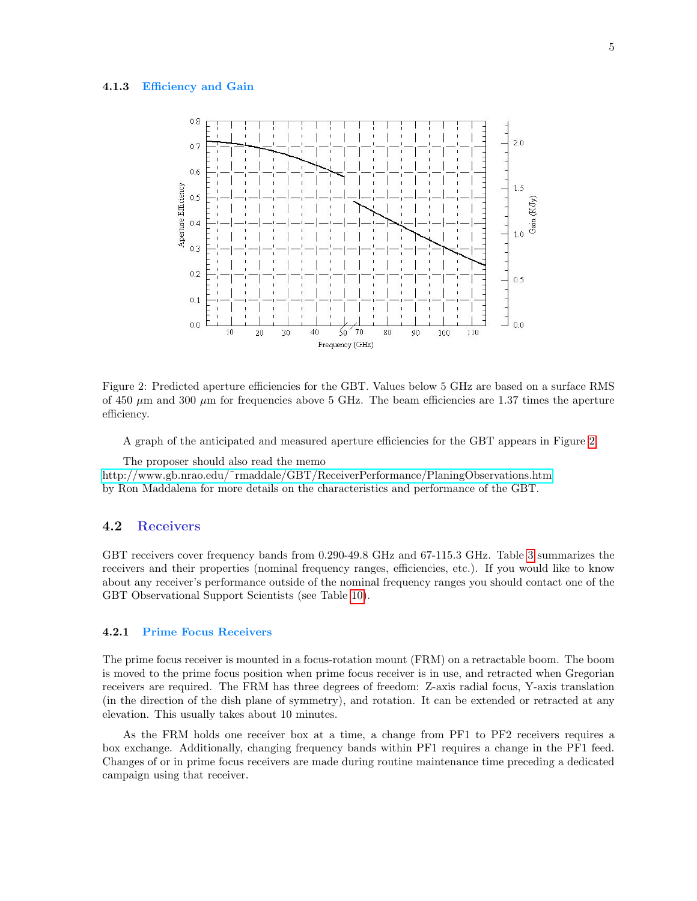### 4.1.3 Efficiency and Gain

0.8
0.7
0.6
0.5
0.4
0.3
0.2
0.1
0.0
Aperture Efficiency
10 20 30 40 50 70 80 90 100 110
Frequency (GHz)
2.0
1.5
1.0
0.5
0.0
Gain (K/Jy)

Figure 2: Predicted aperture efficiencies for the GBT. Values below 5 GHz are based on a surface RMS of 450 $\mu$m and 300 $\mu$m for frequencies above 5 GHz. The beam efficiencies are 1.37 times the aperture efficiency.

A graph of the anticipated and measured aperture efficiencies for the GBT appears in Figure 2.

The proposer should also read the memo
http://www.gb.nrao.edu/~rmaddale/GBT/ReceiverPerformance/PlaningObservations.htm
by Ron Maddalena for more details on the characteristics and performance of the GBT.

## 4.2 Receivers

GBT receivers cover frequency bands from 0.290-49.8 GHz and 67-115.3 GHz. Table 3 summarizes the receivers and their properties (nominal frequency ranges, efficiencies, etc.). If you would like to know about any receiver's performance outside of the nominal frequency ranges you should contact one of the GBT Observational Support Scientists (see Table 10).

### 4.2.1 Prime Focus Receivers

The prime focus receiver is mounted in a focus-rotation mount (FRM) on a retractable boom. The boom is moved to the prime focus position when prime focus receiver is in use, and retracted when Gregorian receivers are required. The FRM has three degrees of freedom: Z-axis radial focus, Y-axis translation (in the direction of the dish plane of symmetry), and rotation. It can be extended or retracted at any elevation. This usually takes about 10 minutes.

As the FRM holds one receiver box at a time, a change from PF1 to PF2 receivers requires a box exchange. Additionally, changing frequency bands within PF1 requires a change in the PF1 feed. Changes of or in prime focus receivers are made during routine maintenance time preceding a dedicated campaign using that receiver.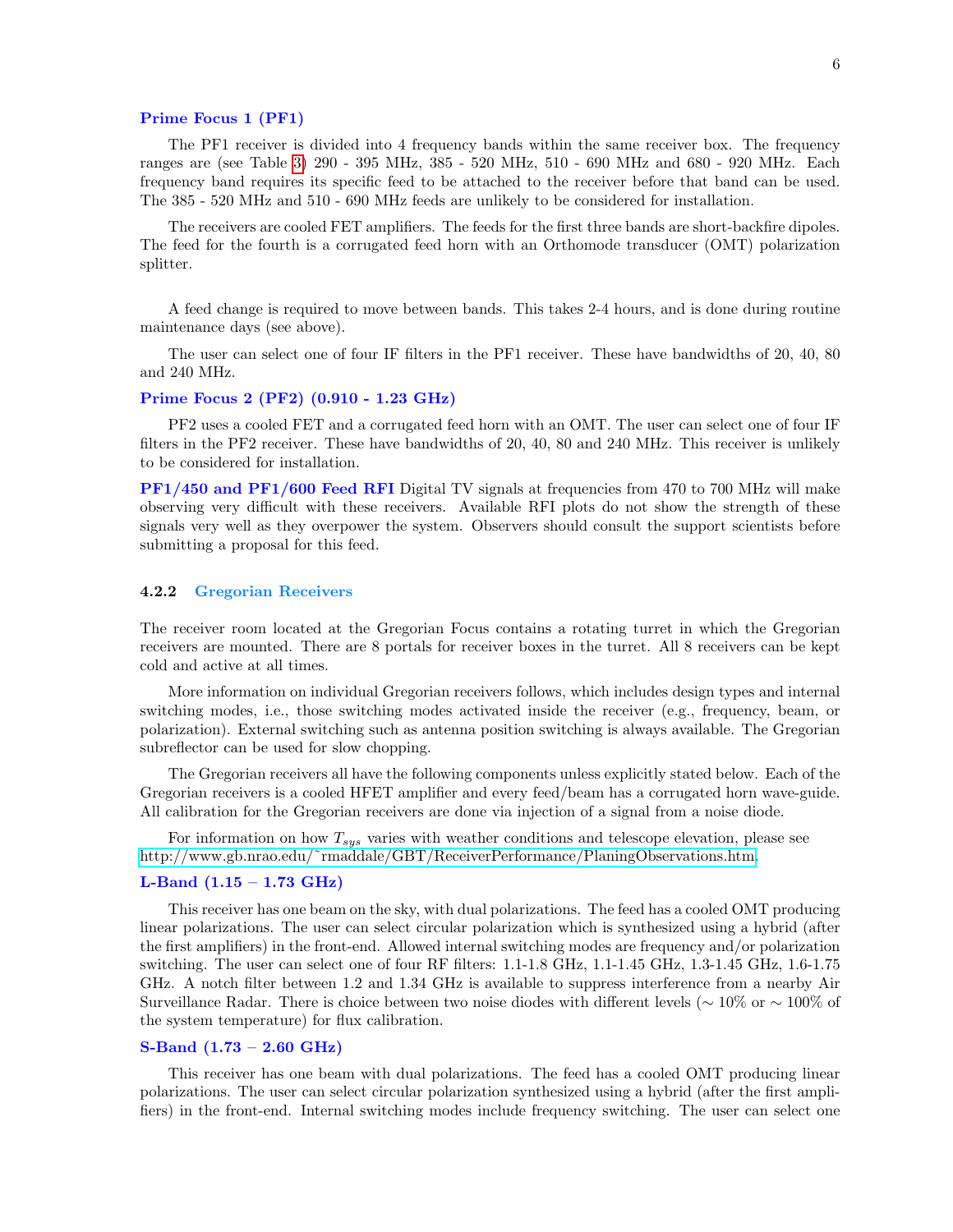#### Prime Focus 1 (PF1)

The PF1 receiver is divided into 4 frequency bands within the same receiver box. The frequency ranges are (see Table 3) 290 - 395 MHz, 385 - 520 MHz, 510 - 690 MHz and 680 - 920 MHz. Each frequency band requires its specific feed to be attached to the receiver before that band can be used. The 385 - 520 MHz and 510 - 690 MHz feeds are unlikely to be considered for installation.

The receivers are cooled FET amplifiers. The feeds for the first three bands are short-backfire dipoles. The feed for the fourth is a corrugated feed horn with an Orthomode transducer (OMT) polarization splitter.

A feed change is required to move between bands. This takes 2-4 hours, and is done during routine maintenance days (see above).

The user can select one of four IF filters in the PF1 receiver. These have bandwidths of 20, 40, 80 and 240 MHz.

#### Prime Focus 2 (PF2) (0.910 - 1.23 GHz)

PF2 uses a cooled FET and a corrugated feed horn with an OMT. The user can select one of four IF filters in the PF2 receiver. These have bandwidths of 20, 40, 80 and 240 MHz. This receiver is unlikely to be considered for installation.

**PF1/450 and PF1/600 Feed RFI** Digital TV signals at frequencies from 470 to 700 MHz will make observing very difficult with these receivers. Available RFI plots do not show the strength of these signals very well as they overpower the system. Observers should consult the support scientists before submitting a proposal for this feed.

### 4.2.2 Gregorian Receivers

The receiver room located at the Gregorian Focus contains a rotating turret in which the Gregorian receivers are mounted. There are 8 portals for receiver boxes in the turret. All 8 receivers can be kept cold and active at all times.

More information on individual Gregorian receivers follows, which includes design types and internal switching modes, i.e., those switching modes activated inside the receiver (e.g., frequency, beam, or polarization). External switching such as antenna position switching is always available. The Gregorian subreflector can be used for slow chopping.

The Gregorian receivers all have the following components unless explicitly stated below. Each of the Gregorian receivers is a cooled HFET amplifier and every feed/beam has a corrugated horn wave-guide. All calibration for the Gregorian receivers are done via injection of a signal from a noise diode.

For information on how $T_{sys}$ varies with weather conditions and telescope elevation, please see http://www.gb.nrao.edu/~rmaddale/GBT/ReceiverPerformance/PlaningObservations.htm.

#### L-Band (1.15 – 1.73 GHz)

This receiver has one beam on the sky, with dual polarizations. The feed has a cooled OMT producing linear polarizations. The user can select circular polarization which is synthesized using a hybrid (after the first amplifiers) in the front-end. Allowed internal switching modes are frequency and/or polarization switching. The user can select one of four RF filters: 1.1-1.8 GHz, 1.1-1.45 GHz, 1.3-1.45 GHz, 1.6-1.75 GHz. A notch filter between 1.2 and 1.34 GHz is available to suppress interference from a nearby Air Surveillance Radar. There is choice between two noise diodes with different levels ($\sim$ 10% or $\sim$ 100% of the system temperature) for flux calibration.

#### S-Band (1.73 – 2.60 GHz)

This receiver has one beam with dual polarizations. The feed has a cooled OMT producing linear polarizations. The user can select circular polarization synthesized using a hybrid (after the first amplifiers) in the front-end. Internal switching modes include frequency switching. The user can select one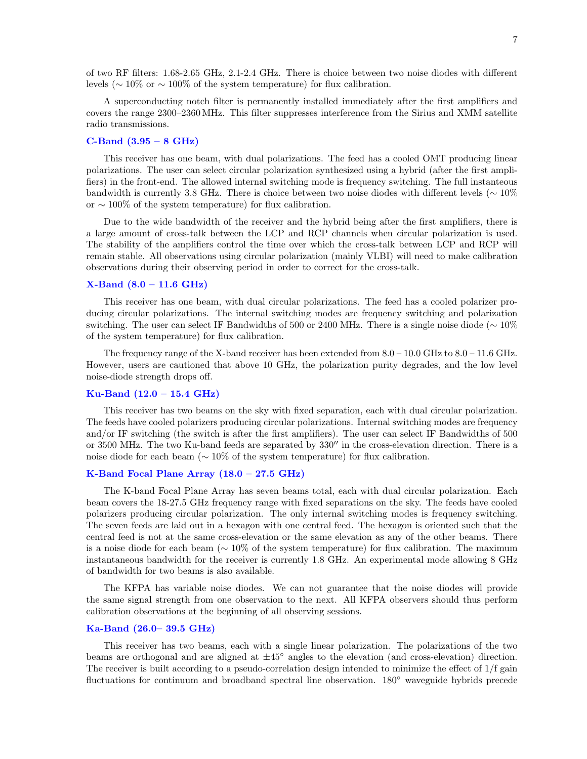of two RF filters: 1.68-2.65 GHz, 2.1-2.4 GHz. There is choice between two noise diodes with different levels ($\sim 10\%$ or $\sim 100\%$ of the system temperature) for flux calibration.

A superconducting notch filter is permanently installed immediately after the first amplifiers and covers the range 2300–2360 MHz. This filter suppresses interference from the Sirius and XMM satellite radio transmissions.

### C-Band (3.95 – 8 GHz)

This receiver has one beam, with dual polarizations. The feed has a cooled OMT producing linear polarizations. The user can select circular polarization synthesized using a hybrid (after the first amplifiers) in the front-end. The allowed internal switching mode is frequency switching. The full instantaneous bandwidth is currently 3.8 GHz. There is choice between two noise diodes with different levels ($\sim 10\%$ or $\sim 100\%$ of the system temperature) for flux calibration.

Due to the wide bandwidth of the receiver and the hybrid being after the first amplifiers, there is a large amount of cross-talk between the LCP and RCP channels when circular polarization is used. The stability of the amplifiers control the time over which the cross-talk between LCP and RCP will remain stable. All observations using circular polarization (mainly VLBI) will need to make calibration observations during their observing period in order to correct for the cross-talk.

### X-Band (8.0 – 11.6 GHz)

This receiver has one beam, with dual circular polarizations. The feed has a cooled polarizer producing circular polarizations. The internal switching modes are frequency switching and polarization switching. The user can select IF Bandwidths of 500 or 2400 MHz. There is a single noise diode ($\sim 10\%$ of the system temperature) for flux calibration.

The frequency range of the X-band receiver has been extended from 8.0 – 10.0 GHz to 8.0 – 11.6 GHz. However, users are cautioned that above 10 GHz, the polarization purity degrades, and the low level noise-diode strength drops off.

### Ku-Band (12.0 – 15.4 GHz)

This receiver has two beams on the sky with fixed separation, each with dual circular polarization. The feeds have cooled polarizers producing circular polarizations. Internal switching modes are frequency and/or IF switching (the switch is after the first amplifiers). The user can select IF Bandwidths of 500 or 3500 MHz. The two Ku-band feeds are separated by $330''$ in the cross-elevation direction. There is a noise diode for each beam ($\sim 10\%$ of the system temperature) for flux calibration.

### K-Band Focal Plane Array (18.0 – 27.5 GHz)

The K-band Focal Plane Array has seven beams total, each with dual circular polarization. Each beam covers the 18-27.5 GHz frequency range with fixed separations on the sky. The feeds have cooled polarizers producing circular polarization. The only internal switching modes is frequency switching. The seven feeds are laid out in a hexagon with one central feed. The hexagon is oriented such that the central feed is not at the same cross-elevation or the same elevation as any of the other beams. There is a noise diode for each beam ($\sim 10\%$ of the system temperature) for flux calibration. The maximum instantaneous bandwidth for the receiver is currently 1.8 GHz. An experimental mode allowing 8 GHz of bandwidth for two beams is also available.

The KFPA has variable noise diodes. We can not guarantee that the noise diodes will provide the same signal strength from one observation to the next. All KFPA observers should thus perform calibration observations at the beginning of all observing sessions.

### Ka-Band (26.0– 39.5 GHz)

This receiver has two beams, each with a single linear polarization. The polarizations of the two beams are orthogonal and are aligned at $\pm 45^\circ$ angles to the elevation (and cross-elevation) direction. The receiver is built according to a pseudo-correlation design intended to minimize the effect of 1/f gain fluctuations for continuum and broadband spectral line observation. $180^\circ$ waveguide hybrids precede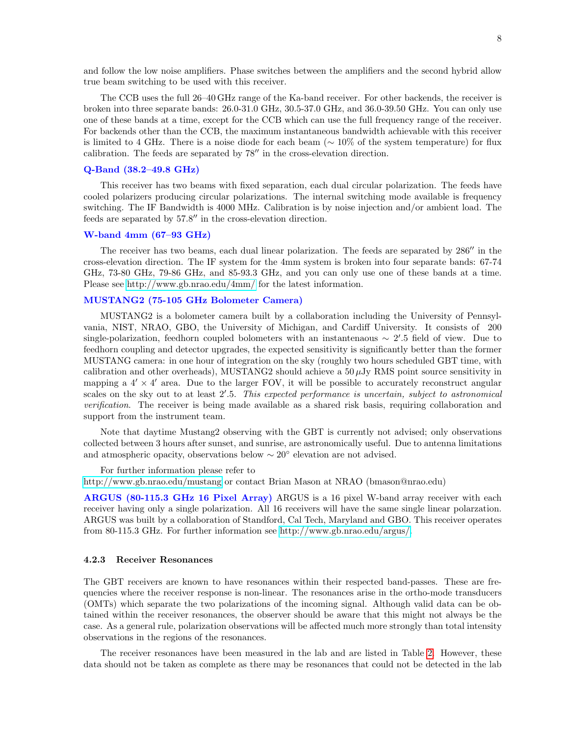and follow the low noise amplifiers. Phase switches between the amplifiers and the second hybrid allow true beam switching to be used with this receiver.

The CCB uses the full 26–40 GHz range of the Ka-band receiver. For other backends, the receiver is broken into three separate bands: 26.0-31.0 GHz, 30.5-37.0 GHz, and 36.0-39.50 GHz. You can only use one of these bands at a time, except for the CCB which can use the full frequency range of the receiver. For backends other than the CCB, the maximum instantaneous bandwidth achievable with this receiver is limited to 4 GHz. There is a noise diode for each beam ($\sim$ 10% of the system temperature) for flux calibration. The feeds are separated by $78''$ in the cross-elevation direction.

#### Q-Band (38.2–49.8 GHz)

This receiver has two beams with fixed separation, each dual circular polarization. The feeds have cooled polarizers producing circular polarizations. The internal switching mode available is frequency switching. The IF Bandwidth is 4000 MHz. Calibration is by noise injection and/or ambient load. The feeds are separated by $57.8''$ in the cross-elevation direction.

#### W-band 4mm (67–93 GHz)

The receiver has two beams, each dual linear polarization. The feeds are separated by $286''$ in the cross-elevation direction. The IF system for the 4mm system is broken into four separate bands: 67-74 GHz, 73-80 GHz, 79-86 GHz, and 85-93.3 GHz, and you can only use one of these bands at a time. Please see http://www.gb.nrao.edu/4mm/ for the latest information.

#### MUSTANG2 (75-105 GHz Bolometer Camera)

MUSTANG2 is a bolometer camera built by a collaboration including the University of Pennsylvania, NIST, NRAO, GBO, the University of Michigan, and Cardiff University. It consists of 200 single-polarization, feedhorn coupled bolometers with an instantenaous $\sim 2'.5$ field of view. Due to feedhorn coupling and detector upgrades, the expected sensitivity is significantly better than the former MUSTANG camera: in one hour of integration on the sky (roughly two hours scheduled GBT time, with calibration and other overheads), MUSTANG2 should achieve a $50\,\mu$Jy RMS point source sensitivity in mapping a $4' \times 4'$ area. Due to the larger FOV, it will be possible to accurately reconstruct angular scales on the sky out to at least $2'.5$. *This expected performance is uncertain, subject to astronomical verification.* The receiver is being made available as a shared risk basis, requiring collaboration and support from the instrument team.

Note that daytime Mustang2 observing with the GBT is currently not advised; only observations collected between 3 hours after sunset, and sunrise, are astronomically useful. Due to antenna limitations and atmospheric opacity, observations below $\sim 20^\circ$ elevation are not advised.

For further information please refer to
http://www.gb.nrao.edu/mustang or contact Brian Mason at NRAO (bmason@nrao.edu)

**ARGUS (80-115.3 GHz 16 Pixel Array)** ARGUS is a 16 pixel W-band array receiver with each receiver having only a single polarization. All 16 receivers will have the same single linear polarzation. ARGUS was built by a collaboration of Standford, Cal Tech, Maryland and GBO. This receiver operates from 80-115.3 GHz. For further information see http://www.gb.nrao.edu/argus/.

### 4.2.3 Receiver Resonances

The GBT receivers are known to have resonances within their respected band-passes. These are frequencies where the receiver response is non-linear. The resonances arise in the ortho-mode transducers (OMTs) which separate the two polarizations of the incoming signal. Although valid data can be obtained within the receiver resonances, the observer should be aware that this might not always be the case. As a general rule, polarization observations will be affected much more strongly than total intensity observations in the regions of the resonances.

The receiver resonances have been measured in the lab and are listed in Table 2. However, these data should not be taken as complete as there may be resonances that could not be detected in the lab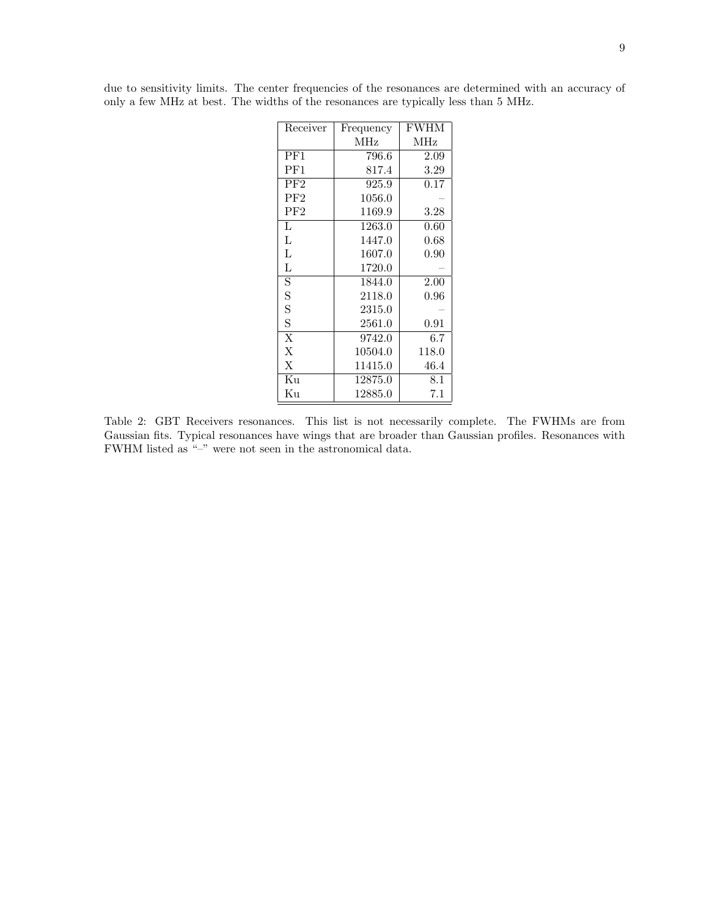due to sensitivity limits. The center frequencies of the resonances are determined with an accuracy of only a few MHz at best. The widths of the resonances are typically less than 5 MHz.

| Receiver | Frequency MHz | FWHM MHz |
|---|---|---|
| PF1 | 796.6 | 2.09 |
| PF1 | 817.4 | 3.29 |
| PF2 | 925.9 | 0.17 |
| PF2 | 1056.0 | – |
| PF2 | 1169.9 | 3.28 |
| L | 1263.0 | 0.60 |
| L | 1447.0 | 0.68 |
| L | 1607.0 | 0.90 |
| L | 1720.0 | – |
| S | 1844.0 | 2.00 |
| S | 2118.0 | 0.96 |
| S | 2315.0 | – |
| S | 2561.0 | 0.91 |
| X | 9742.0 | 6.7 |
| X | 10504.0 | 118.0 |
| X | 11415.0 | 46.4 |
| Ku | 12875.0 | 8.1 |
| Ku | 12885.0 | 7.1 |

Table 2: GBT Receivers resonances. This list is not necessarily complete. The FWHMs are from Gaussian fits. Typical resonances have wings that are broader than Gaussian profiles. Resonances with FWHM listed as "–" were not seen in the astronomical data.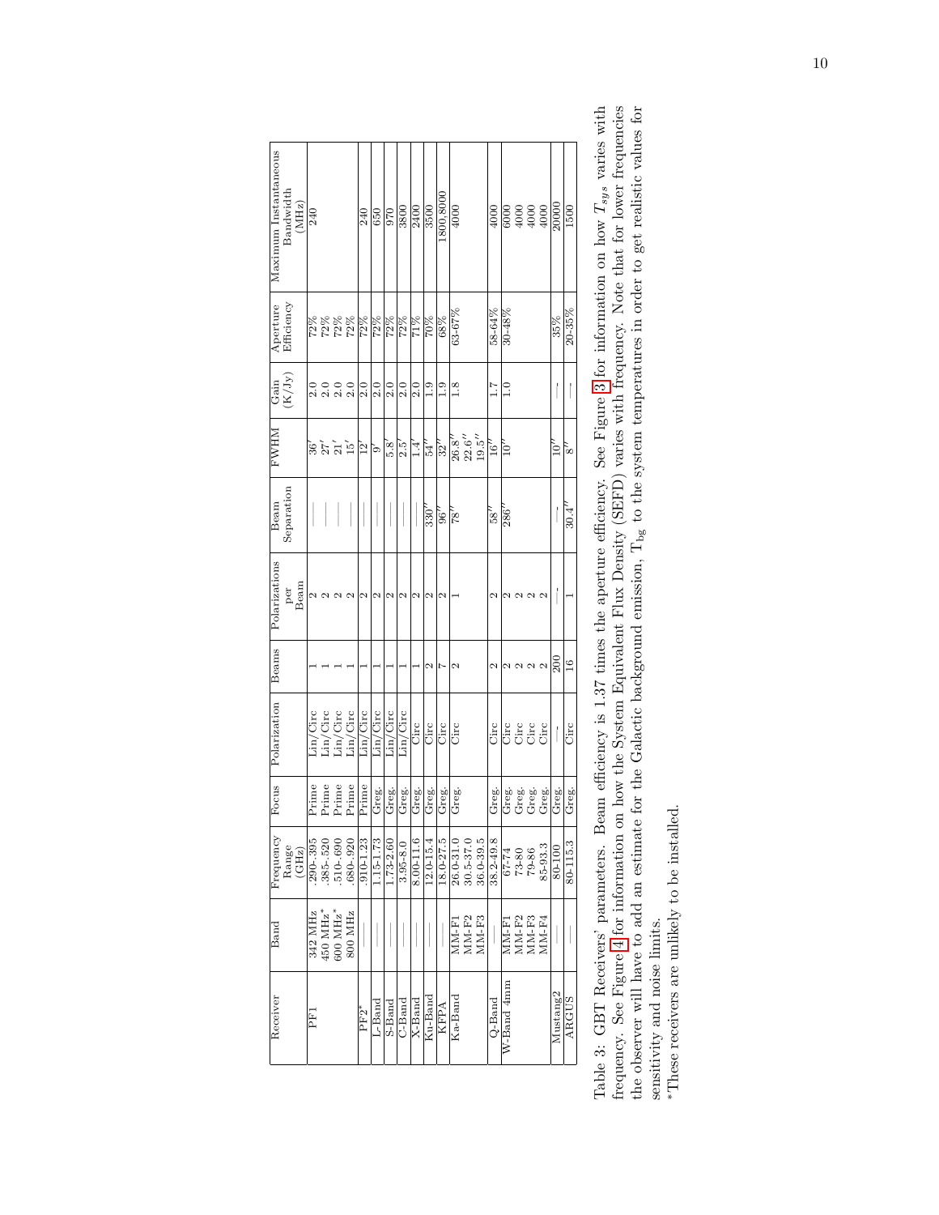| Receiver | Band | Frequency Range (GHz) | Focus | Polarization | Beams | Polarizations per Beam | Beam Separation | FWHM | Gain (K/Jy) | Aperture Efficiency | Maximum Instantaneous Bandwidth (MHz) |
|---|---|---|---|---|---|---|---|---|---|---|---|
| PF1 | 342 MHz | .290-.395 | Prime | Lin/Circ | 1 | 2 | — | 36′ | 2.0 | 72% | 240 |
| | 450 MHz* | .385-.520 | Prime | Lin/Circ | 1 | 2 | — | 27′ | 2.0 | 72% | |
| | 600 MHz* | .510-.690 | Prime | Lin/Circ | 1 | 2 | — | 21′ | 2.0 | 72% | |
| | 800 MHz | .680-.920 | Prime | Lin/Circ | 1 | 2 | — | 15′ | 2.0 | 72% | |
| PF2* | — | .910-1.23 | Prime | Lin/Circ | 1 | 2 | — | 12′ | 2.0 | 72% | 240 |
| L-Band | — | 1.15-1.73 | Greg. | Lin/Circ | 1 | 2 | — | 9′ | 2.0 | 72% | 650 |
| S-Band | — | 1.73-2.60 | Greg. | Lin/Circ | 1 | 2 | — | 5.8′ | 2.0 | 72% | 970 |
| C-Band | — | 3.95-8.0 | Greg. | Lin/Circ | 1 | 2 | — | 2.5′ | 2.0 | 72% | 3800 |
| X-Band | — | 8.00-11.6 | Greg. | Circ | 1 | 2 | — | 1.4′ | 2.0 | 71% | 2400 |
| Ku-Band | — | 12.0-15.4 | Greg. | Circ | 2 | 2 | 330″ | 54″ | 1.9 | 70% | 3500 |
| KFPA | — | 18.0-27.5 | Greg. | Circ | 7 | 2 | 96″ | 32″ | 1.9 | 68% | 1800,8000 |
| Ka-Band | MM-F1 | 26.0-31.0 | Greg. | Circ | 2 | 1 | 78″ | 26.8″ | 1.8 | 63-67% | 4000 |
| | MM-F2 | 30.5-37.0 | | | | | | 22.6″ | | | |
| | MM-F3 | 36.0-39.5 | | | | | | 19.5″ | | | |
| Q-Band | — | 38.2-49.8 | Greg. | Circ | 2 | 2 | 58″ | 16″ | 1.7 | 58-64% | 4000 |
| W-Band 4mm | MM-F1 | 67-74 | Greg. | Circ | 2 | 2 | 286″ | 10″ | 1.0 | 30-48% | 6000 |
| | MM-F2 | 73-80 | Greg. | Circ | 2 | 2 | | | | | 4000 |
| | MM-F3 | 79-86 | Greg. | Circ | 2 | 2 | | | | | 4000 |
| | MM-F4 | 85-93.3 | Greg. | Circ | 2 | 2 | | | | | 4000 |
| Mustang2 | — | 80-100 | Greg. | — | 200 | — | - | 10″ | - | 35% | 20000 |
| ARGUS | — | 80-115.3 | Greg. | Circ | 16 | 1 | 30.4″ | 8″ | — | 20-35% | 1500 |

Table 3: GBT Receivers' parameters. Beam efficiency is 1.37 times the aperture efficiency. See Figure 3 for information on how $T_{sys}$ varies with frequency. See Figure 4 for information on how the System Equivalent Flux Density (SEFD) varies with frequency. Note that for lower frequencies the observer will have to add an estimate for the Galactic background emission, $T_{bg}$ to the system temperatures in order to get realistic values for sensitivity and noise limits.

*These receivers are unlikely to be installed.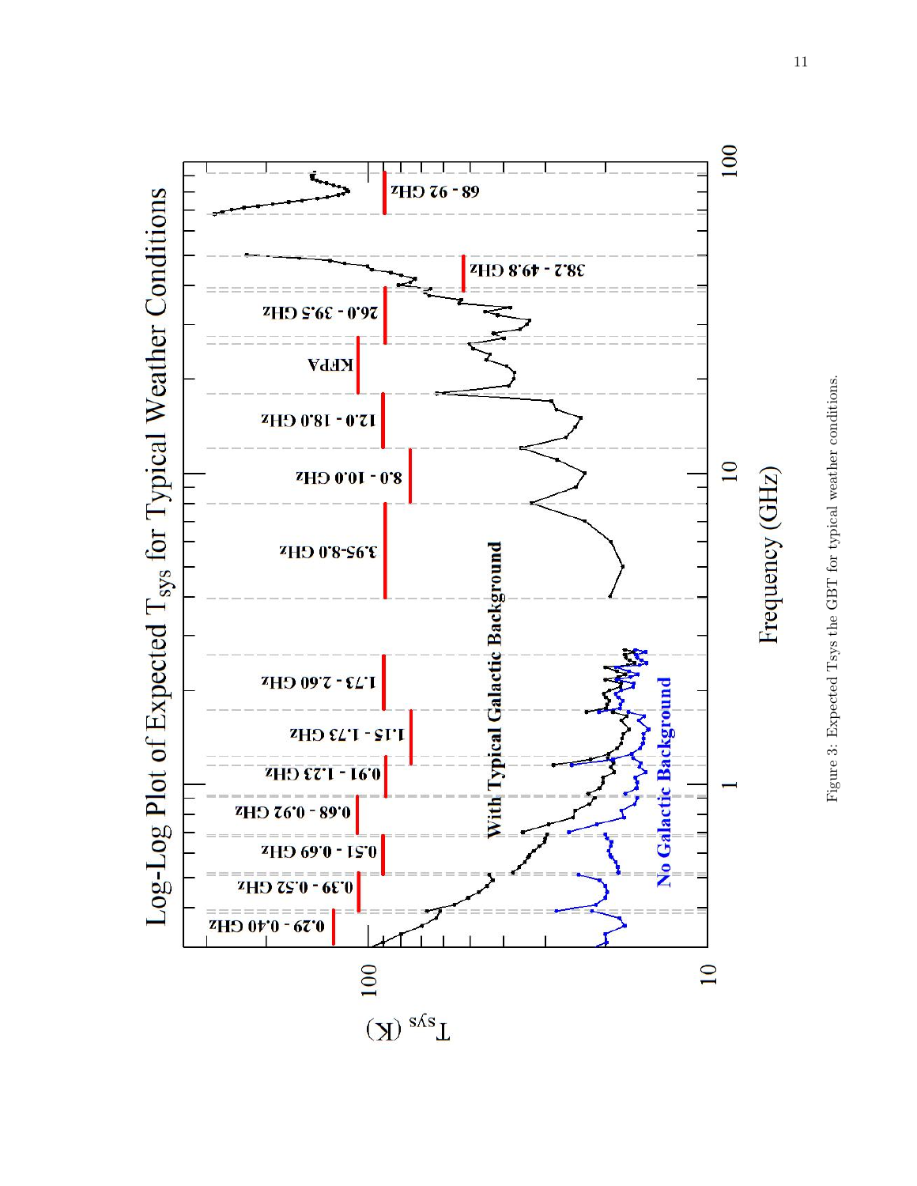Log-Log Plot of Expected $T_{sys}$ for Typical Weather Conditions

$T_{sys}$ (K)

Frequency (GHz)

10

100

1

10

100

0.29 - 0.40 GHz

0.39 - 0.52 GHz

0.51 - 0.69 GHz

0.68 - 0.92 GHz

0.91 - 1.23 GHz

1.15 - 1.73 GHz

1.73 - 2.60 GHz

3.95-8.0 GHz

8.0 - 10.0 GHz

12.0 - 18.0 GHz

KFPA

26.0 - 39.5 GHz

38.2 - 49.8 GHz

68 - 92 GHz

With Typical Galactic Background

No Galactic Background

Figure 3: Expected Tsys the GBT for typical weather conditions.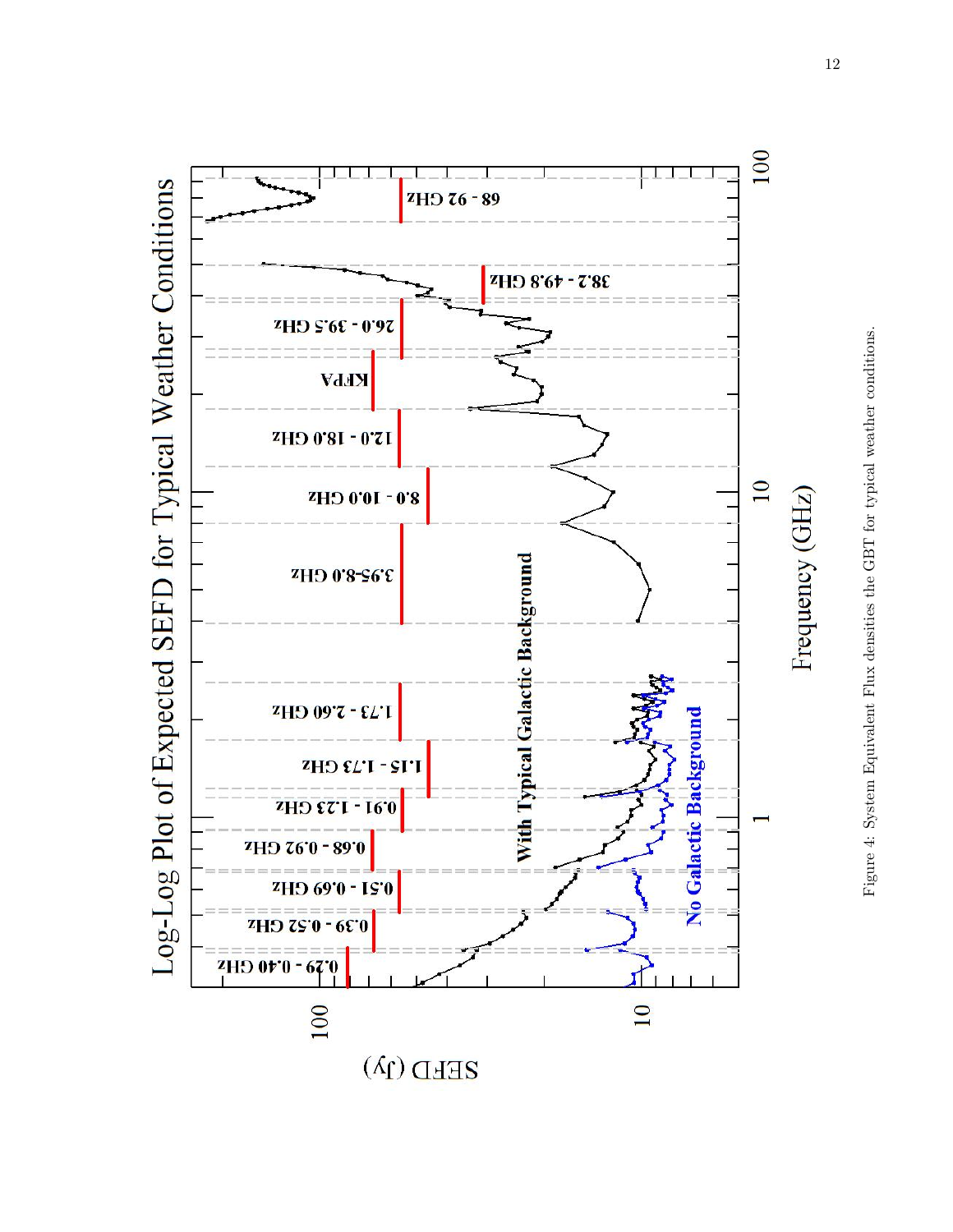Log-Log Plot of Expected SEFD for Typical Weather Conditions

SEFD (Jy)

100

10

Frequency (GHz)

1

10

100

0.29 - 0.40 GHz

0.39 - 0.52 GHz

0.51 - 0.69 GHz

0.68 - 0.92 GHz

0.91 - 1.23 GHz

1.15 - 1.73 GHz

1.73 - 2.60 GHz

3.95-8.0 GHz

8.0 - 10.0 GHz

12.0 - 18.0 GHz

KFPA

26.0 - 39.5 GHz

38.2 - 49.8 GHz

68 - 92 GHz

With Typical Galactic Background

No Galactic Background

Figure 4: System Equivalent Flux densities the GBT for typical weather conditions.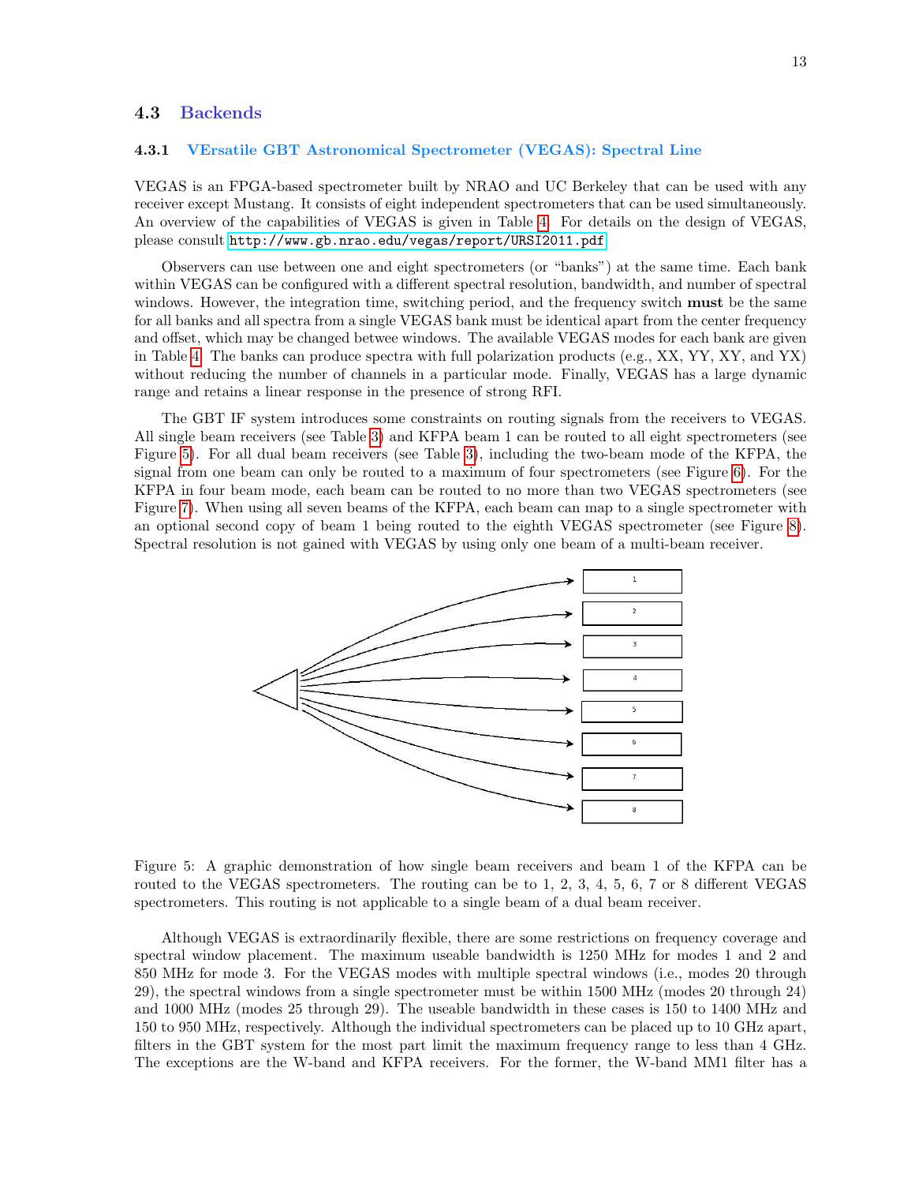### 4.3 Backends

#### 4.3.1 VErsatile GBT Astronomical Spectrometer (VEGAS): Spectral Line

VEGAS is an FPGA-based spectrometer built by NRAO and UC Berkeley that can be used with any receiver except Mustang. It consists of eight independent spectrometers that can be used simultaneously. An overview of the capabilities of VEGAS is given in Table 4. For details on the design of VEGAS, please consult http://www.gb.nrao.edu/vegas/report/URSI2011.pdf

Observers can use between one and eight spectrometers (or "banks") at the same time. Each bank within VEGAS can be configured with a different spectral resolution, bandwidth, and number of spectral windows. However, the integration time, switching period, and the frequency switch **must** be the same for all banks and all spectra from a single VEGAS bank must be identical apart from the center frequency and offset, which may be changed betwee windows. The available VEGAS modes for each bank are given in Table 4. The banks can produce spectra with full polarization products (e.g., XX, YY, XY, and YX) without reducing the number of channels in a particular mode. Finally, VEGAS has a large dynamic range and retains a linear response in the presence of strong RFI.

The GBT IF system introduces some constraints on routing signals from the receivers to VEGAS. All single beam receivers (see Table 3) and KFPA beam 1 can be routed to all eight spectrometers (see Figure 5). For all dual beam receivers (see Table 3), including the two-beam mode of the KFPA, the signal from one beam can only be routed to a maximum of four spectrometers (see Figure 6). For the KFPA in four beam mode, each beam can be routed to no more than two VEGAS spectrometers (see Figure 7). When using all seven beams of the KFPA, each beam can map to a single spectrometer with an optional second copy of beam 1 being routed to the eighth VEGAS spectrometer (see Figure 8). Spectral resolution is not gained with VEGAS by using only one beam of a multi-beam receiver.

1
2
3
4
5
6
7
8

Figure 5: A graphic demonstration of how single beam receivers and beam 1 of the KFPA can be routed to the VEGAS spectrometers. The routing can be to 1, 2, 3, 4, 5, 6, 7 or 8 different VEGAS spectrometers. This routing is not applicable to a single beam of a dual beam receiver.

Although VEGAS is extraordinarily flexible, there are some restrictions on frequency coverage and spectral window placement. The maximum useable bandwidth is 1250 MHz for modes 1 and 2 and 850 MHz for mode 3. For the VEGAS modes with multiple spectral windows (i.e., modes 20 through 29), the spectral windows from a single spectrometer must be within 1500 MHz (modes 20 through 24) and 1000 MHz (modes 25 through 29). The useable bandwidth in these cases is 150 to 1400 MHz and 150 to 950 MHz, respectively. Although the individual spectrometers can be placed up to 10 GHz apart, filters in the GBT system for the most part limit the maximum frequency range to less than 4 GHz. The exceptions are the W-band and KFPA receivers. For the former, the W-band MM1 filter has a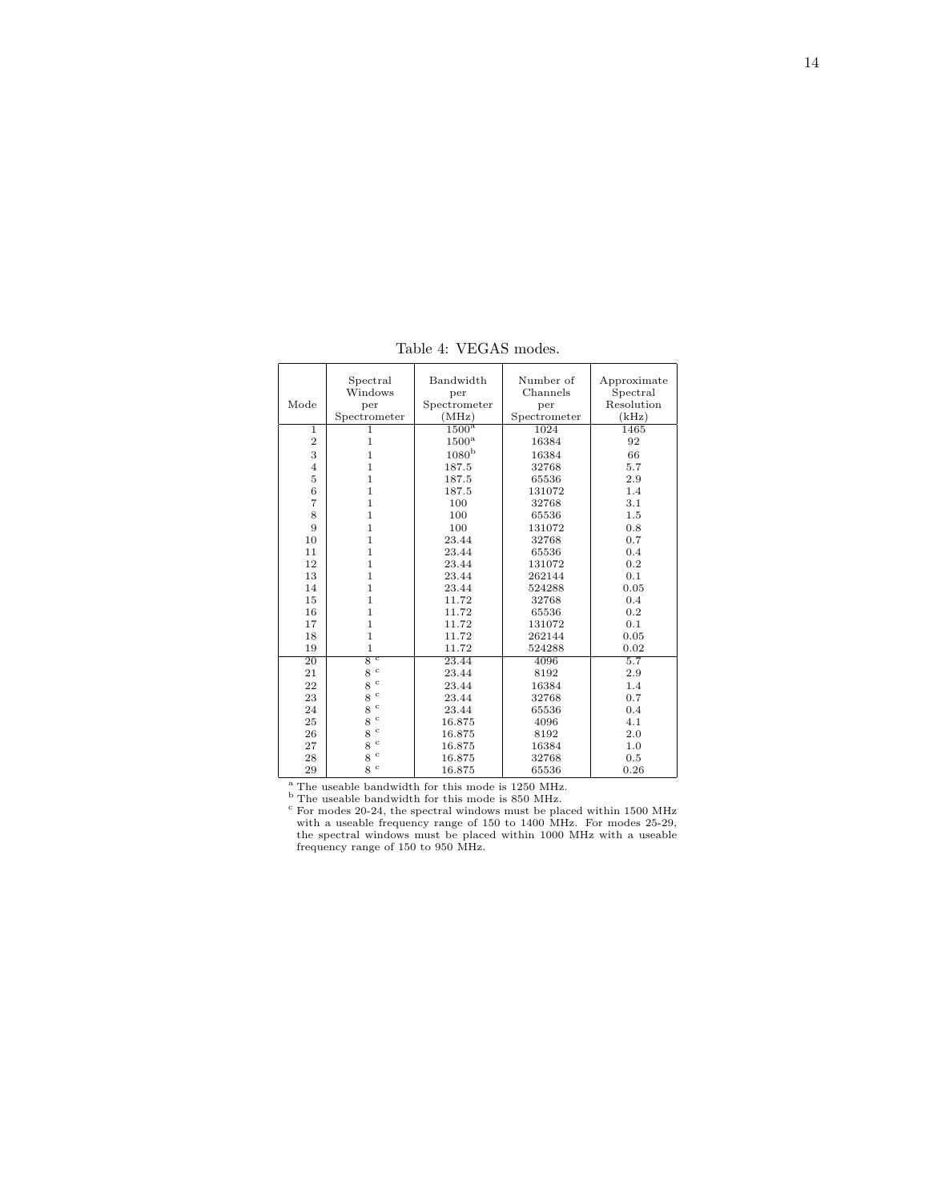Table 4: VEGAS modes.

| Mode | Spectral Windows per Spectrometer | Bandwidth per Spectrometer (MHz) | Number of Channels per Spectrometer | Approximate Spectral Resolution (kHz) |
|---|---|---|---|---|
| 1 | 1 | 1500[a] | 1024 | 1465 |
| 2 | 1 | 1500[a] | 16384 | 92 |
| 3 | 1 | 1080[b] | 16384 | 66 |
| 4 | 1 | 187.5 | 32768 | 5.7 |
| 5 | 1 | 187.5 | 65536 | 2.9 |
| 6 | 1 | 187.5 | 131072 | 1.4 |
| 7 | 1 | 100 | 32768 | 3.1 |
| 8 | 1 | 100 | 65536 | 1.5 |
| 9 | 1 | 100 | 131072 | 0.8 |
| 10 | 1 | 23.44 | 32768 | 0.7 |
| 11 | 1 | 23.44 | 65536 | 0.4 |
| 12 | 1 | 23.44 | 131072 | 0.2 |
| 13 | 1 | 23.44 | 262144 | 0.1 |
| 14 | 1 | 23.44 | 524288 | 0.05 |
| 15 | 1 | 11.72 | 32768 | 0.4 |
| 16 | 1 | 11.72 | 65536 | 0.2 |
| 17 | 1 | 11.72 | 131072 | 0.1 |
| 18 | 1 | 11.72 | 262144 | 0.05 |
| 19 | 1 | 11.72 | 524288 | 0.02 |
| 20 | 8 [c] | 23.44 | 4096 | 5.7 |
| 21 | 8 [c] | 23.44 | 8192 | 2.9 |
| 22 | 8 [c] | 23.44 | 16384 | 1.4 |
| 23 | 8 [c] | 23.44 | 32768 | 0.7 |
| 24 | 8 [c] | 23.44 | 65536 | 0.4 |
| 25 | 8 [c] | 16.875 | 4096 | 4.1 |
| 26 | 8 [c] | 16.875 | 8192 | 2.0 |
| 27 | 8 [c] | 16.875 | 16384 | 1.0 |
| 28 | 8 [c] | 16.875 | 32768 | 0.5 |
| 29 | 8 [c] | 16.875 | 65536 | 0.26 |

[a] The useable bandwidth for this mode is 1250 MHz.
[b] The useable bandwidth for this mode is 850 MHz.
[c] For modes 20-24, the spectral windows must be placed within 1500 MHz with a useable frequency range of 150 to 1400 MHz. For modes 25-29, the spectral windows must be placed within 1000 MHz with a useable frequency range of 150 to 950 MHz.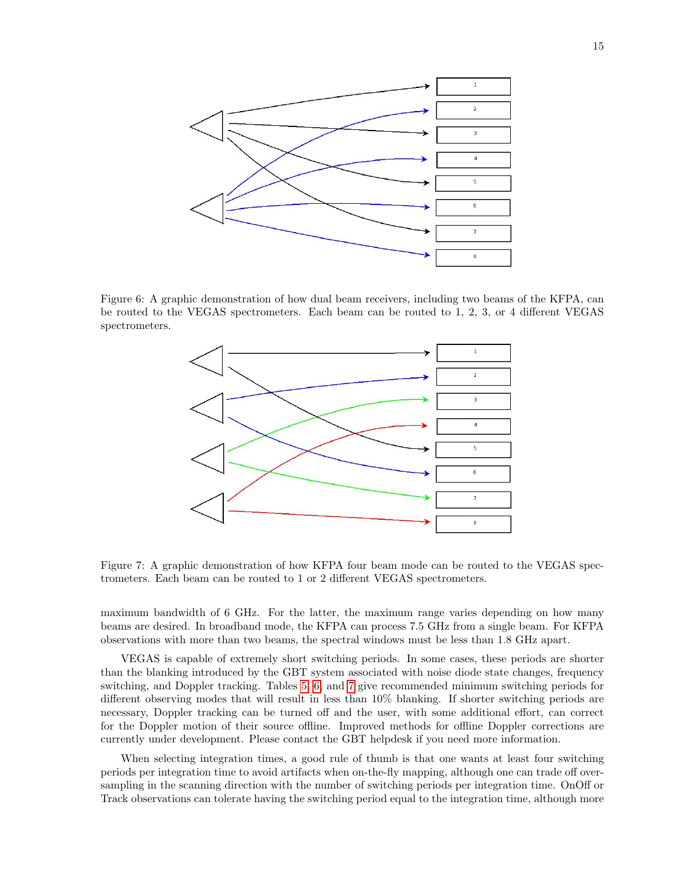1

2

3

4

5

6

7

8

Figure 6: A graphic demonstration of how dual beam receivers, including two beams of the KFPA, can be routed to the VEGAS spectrometers. Each beam can be routed to 1, 2, 3, or 4 different VEGAS spectrometers.

1

2

3

4

5

6

7

8

Figure 7: A graphic demonstration of how KFPA four beam mode can be routed to the VEGAS spectrometers. Each beam can be routed to 1 or 2 different VEGAS spectrometers.

maximum bandwidth of 6 GHz. For the latter, the maximum range varies depending on how many beams are desired. In broadband mode, the KFPA can process 7.5 GHz from a single beam. For KFPA observations with more than two beams, the spectral windows must be less than 1.8 GHz apart.

VEGAS is capable of extremely short switching periods. In some cases, these periods are shorter than the blanking introduced by the GBT system associated with noise diode state changes, frequency switching, and Doppler tracking. Tables 5, 6, and 7 give recommended minimum switching periods for different observing modes that will result in less than 10% blanking. If shorter switching periods are necessary, Doppler tracking can be turned off and the user, with some additional effort, can correct for the Doppler motion of their source offline. Improved methods for offline Doppler corrections are currently under development. Please contact the GBT helpdesk if you need more information.

When selecting integration times, a good rule of thumb is that one wants at least four switching periods per integration time to avoid artifacts when on-the-fly mapping, although one can trade off oversampling in the scanning direction with the number of switching periods per integration time. OnOff or Track observations can tolerate having the switching period equal to the integration time, although more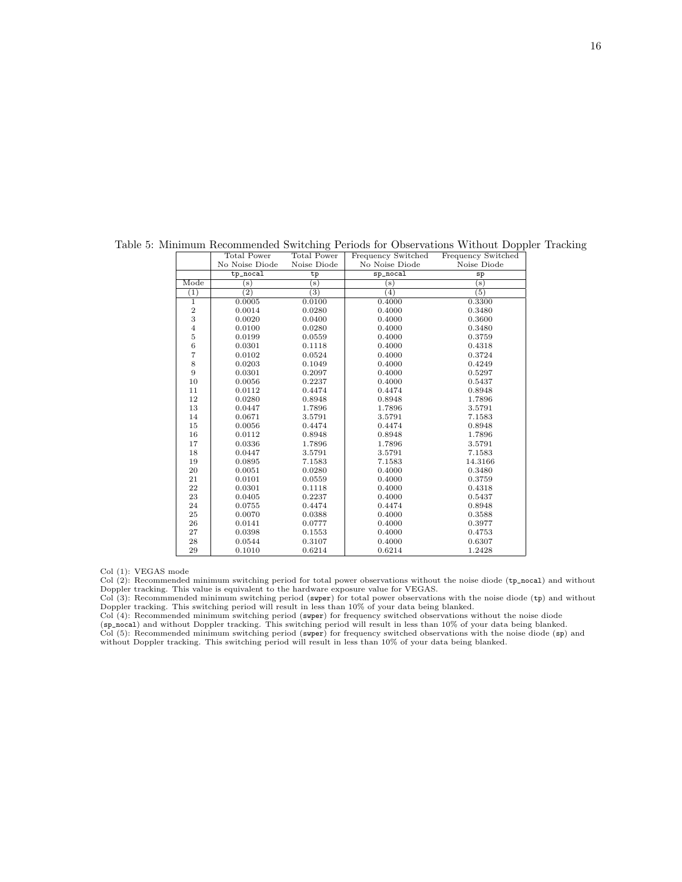Table 5: Minimum Recommended Switching Periods for Observations Without Doppler Tracking

| | Total Power No Noise Diode | Total Power Noise Diode | Frequency Switched No Noise Diode | Frequency Switched Noise Diode |
|---|---|---|---|---|
| | `tp_nocal` | `tp` | `sp_nocal` | `sp` |
| Mode | (s) | (s) | (s) | (s) |
| (1) | (2) | (3) | (4) | (5) |
| 1 | 0.0005 | 0.0100 | 0.4000 | 0.3300 |
| 2 | 0.0014 | 0.0280 | 0.4000 | 0.3480 |
| 3 | 0.0020 | 0.0400 | 0.4000 | 0.3600 |
| 4 | 0.0100 | 0.0280 | 0.4000 | 0.3480 |
| 5 | 0.0199 | 0.0559 | 0.4000 | 0.3759 |
| 6 | 0.0301 | 0.1118 | 0.4000 | 0.4318 |
| 7 | 0.0102 | 0.0524 | 0.4000 | 0.3724 |
| 8 | 0.0203 | 0.1049 | 0.4000 | 0.4249 |
| 9 | 0.0301 | 0.2097 | 0.4000 | 0.5297 |
| 10 | 0.0056 | 0.2237 | 0.4000 | 0.5437 |
| 11 | 0.0112 | 0.4474 | 0.4474 | 0.8948 |
| 12 | 0.0280 | 0.8948 | 0.8948 | 1.7896 |
| 13 | 0.0447 | 1.7896 | 1.7896 | 3.5791 |
| 14 | 0.0671 | 3.5791 | 3.5791 | 7.1583 |
| 15 | 0.0056 | 0.4474 | 0.4474 | 0.8948 |
| 16 | 0.0112 | 0.8948 | 0.8948 | 1.7896 |
| 17 | 0.0336 | 1.7896 | 1.7896 | 3.5791 |
| 18 | 0.0447 | 3.5791 | 3.5791 | 7.1583 |
| 19 | 0.0895 | 7.1583 | 7.1583 | 14.3166 |
| 20 | 0.0051 | 0.0280 | 0.4000 | 0.3480 |
| 21 | 0.0101 | 0.0559 | 0.4000 | 0.3759 |
| 22 | 0.0301 | 0.1118 | 0.4000 | 0.4318 |
| 23 | 0.0405 | 0.2237 | 0.4000 | 0.5437 |
| 24 | 0.0755 | 0.4474 | 0.4474 | 0.8948 |
| 25 | 0.0070 | 0.0388 | 0.4000 | 0.3588 |
| 26 | 0.0141 | 0.0777 | 0.4000 | 0.3977 |
| 27 | 0.0398 | 0.1553 | 0.4000 | 0.4753 |
| 28 | 0.0544 | 0.3107 | 0.4000 | 0.6307 |
| 29 | 0.1010 | 0.6214 | 0.6214 | 1.2428 |

Col (1): VEGAS mode
Col (2): Recommended minimum switching period for total power observations without the noise diode (`tp_nocal`) and without Doppler tracking. This value is equivalent to the hardware exposure value for VEGAS.
Col (3): Recommmended minimum switching period (`swper`) for total power observations with the noise diode (`tp`) and without Doppler tracking. This switching period will result in less than 10% of your data being blanked.
Col (4): Recommended minimum switching period (`swper`) for frequency switched observations without the noise diode (`sp_nocal`) and without Doppler tracking. This switching period will result in less than 10% of your data being blanked.
Col (5): Recommended minimum switching period (`swper`) for frequency switched observations with the noise diode (`sp`) and without Doppler tracking. This switching period will result in less than 10% of your data being blanked.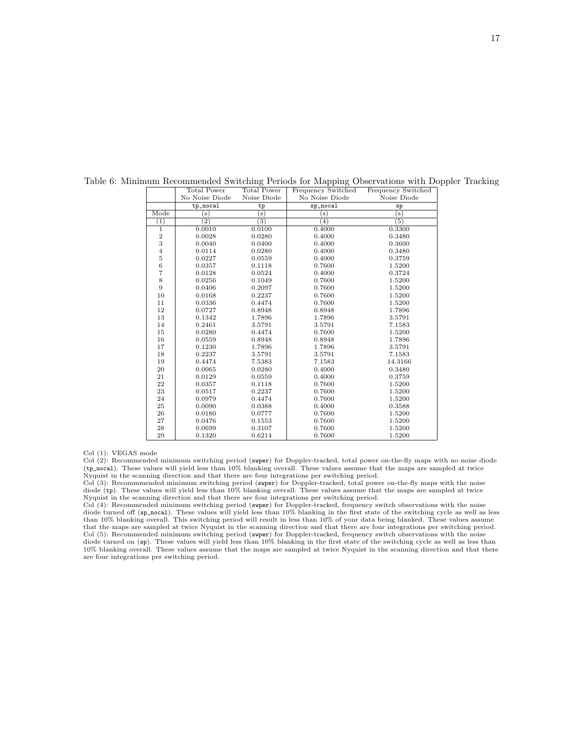Table 6: Minimum Recommended Switching Periods for Mapping Observations with Doppler Tracking

| | Total Power No Noise Diode | Total Power Noise Diode | Frequency Switched No Noise Diode | Frequency Switched Noise Diode |
|---|---|---|---|---|
| | tp_nocal | tp | sp_nocal | sp |
| Mode | (s) | (s) | (s) | (s) |
| (1) | (2) | (3) | (4) | (5) |
| 1 | 0.0010 | 0.0100 | 0.4000 | 0.3300 |
| 2 | 0.0028 | 0.0280 | 0.4000 | 0.3480 |
| 3 | 0.0040 | 0.0400 | 0.4000 | 0.3600 |
| 4 | 0.0114 | 0.0280 | 0.4000 | 0.3480 |
| 5 | 0.0227 | 0.0559 | 0.4000 | 0.3759 |
| 6 | 0.0357 | 0.1118 | 0.7600 | 1.5200 |
| 7 | 0.0128 | 0.0524 | 0.4000 | 0.3724 |
| 8 | 0.0256 | 0.1049 | 0.7600 | 1.5200 |
| 9 | 0.0406 | 0.2097 | 0.7600 | 1.5200 |
| 10 | 0.0168 | 0.2237 | 0.7600 | 1.5200 |
| 11 | 0.0336 | 0.4474 | 0.7600 | 1.5200 |
| 12 | 0.0727 | 0.8948 | 0.8948 | 1.7896 |
| 13 | 0.1342 | 1.7896 | 1.7896 | 3.5791 |
| 14 | 0.2461 | 3.5791 | 3.5791 | 7.1583 |
| 15 | 0.0280 | 0.4474 | 0.7600 | 1.5200 |
| 16 | 0.0559 | 0.8948 | 0.8948 | 1.7896 |
| 17 | 0.1230 | 1.7896 | 1.7896 | 3.5791 |
| 18 | 0.2237 | 3.5791 | 3.5791 | 7.1583 |
| 19 | 0.4474 | 7.5383 | 7.1583 | 14.3166 |
| 20 | 0.0065 | 0.0280 | 0.4000 | 0.3480 |
| 21 | 0.0129 | 0.0559 | 0.4000 | 0.3759 |
| 22 | 0.0357 | 0.1118 | 0.7600 | 1.5200 |
| 23 | 0.0517 | 0.2237 | 0.7600 | 1.5200 |
| 24 | 0.0979 | 0.4474 | 0.7600 | 1.5200 |
| 25 | 0.0090 | 0.0388 | 0.4000 | 0.3588 |
| 26 | 0.0180 | 0.0777 | 0.7600 | 1.5200 |
| 27 | 0.0476 | 0.1553 | 0.7600 | 1.5200 |
| 28 | 0.0699 | 0.3107 | 0.7600 | 1.5200 |
| 29 | 0.1320 | 0.6214 | 0.7600 | 1.5200 |

Col (1): VEGAS mode
Col (2): Recommended minimum switching period (swper) for Doppler-tracked, total power on-the-fly maps with no noise diode (tp_nocal). These values will yield less than 10% blanking overall. These values assume that the maps are sampled at twice Nyquist in the scanning direction and that there are four integrations per switching period.
Col (3): Recommmended minimum switching period (swper) for Doppler-tracked, total power on-the-fly maps with the noise diode (tp). These values will yield less than 10% blanking overall. These values assume that the maps are sampled at twice Nyquist in the scanning direction and that there are four integrations per switching period.
Col (4): Recommended minimum switching period (swper) for Doppler-tracked, frequency switch observations with the noise diode turned off (sp_nocal). These values will yield less than 10% blanking in the first state of the switching cycle as well as less than 10% blanking overall. This switching period will result in less than 10% of your data being blanked. These values assume that the maps are sampled at twice Nyquist in the scanning direction and that there are four integrations per switching period.
Col (5): Recommended minimum switching period (swper) for Doppler-tracked, frequency switch observations with the noise diode turned on (sp). These values will yield less than 10% blanking in the first state of the switching cycle as well as less than 10% blanking overall. These values assume that the maps are sampled at twice Nyquist in the scanning direction and that there are four integrations per switching period.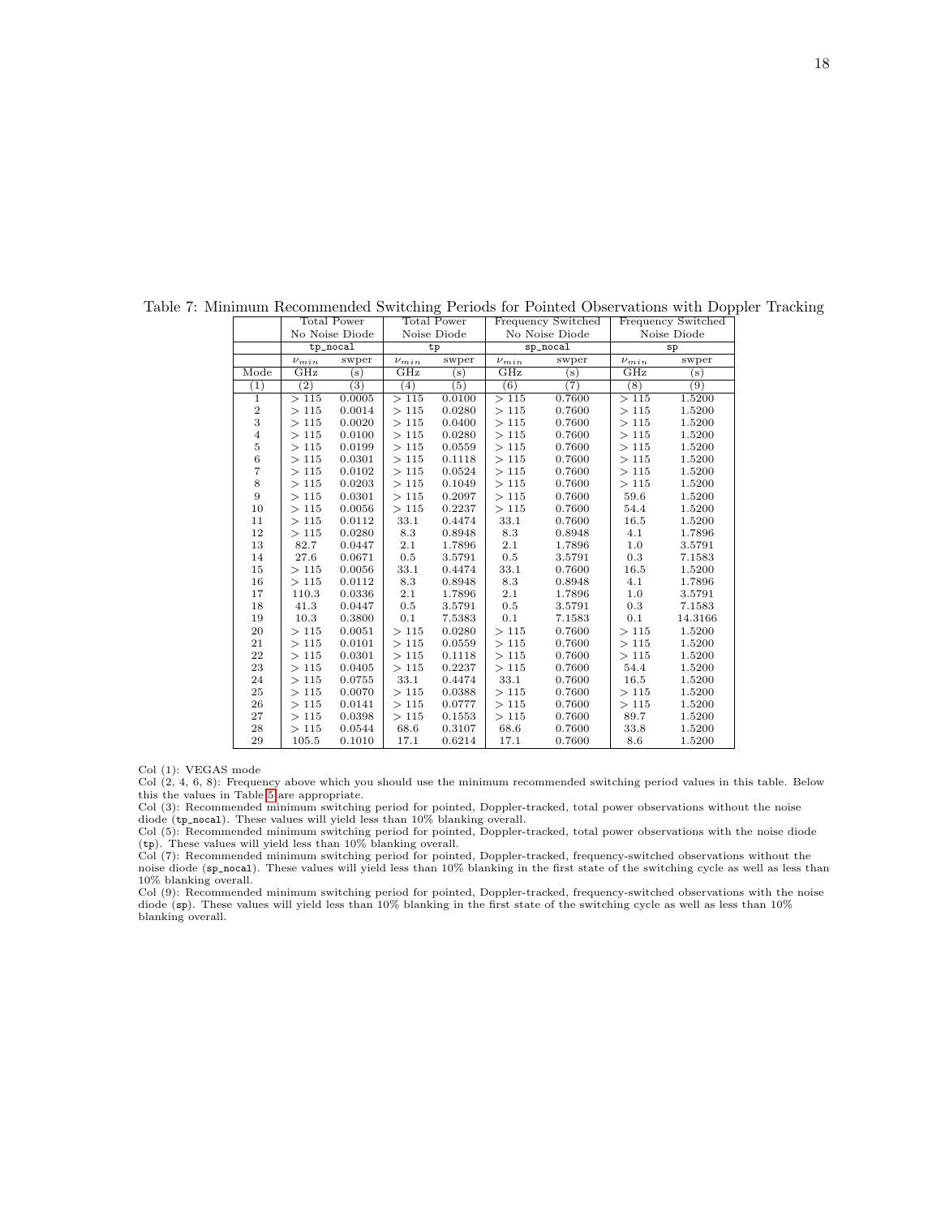Table 7: Minimum Recommended Switching Periods for Pointed Observations with Doppler Tracking

| | Total Power No Noise Diode | | Total Power Noise Diode | | Frequency Switched No Noise Diode | | Frequency Switched Noise Diode | |
|---|---|---|---|---|---|---|---|---|
| | tp_nocal | | tp | | sp_nocal | | sp | |
| | $\nu_{min}$ | swper | $\nu_{min}$ | swper | $\nu_{min}$ | swper | $\nu_{min}$ | swper |
| Mode | GHz | (s) | GHz | (s) | GHz | (s) | GHz | (s) |
| (1) | (2) | (3) | (4) | (5) | (6) | (7) | (8) | (9) |
| 1 | $> 115$ | 0.0005 | $> 115$ | 0.0100 | $> 115$ | 0.7600 | $> 115$ | 1.5200 |
| 2 | $> 115$ | 0.0014 | $> 115$ | 0.0280 | $> 115$ | 0.7600 | $> 115$ | 1.5200 |
| 3 | $> 115$ | 0.0020 | $> 115$ | 0.0400 | $> 115$ | 0.7600 | $> 115$ | 1.5200 |
| 4 | $> 115$ | 0.0100 | $> 115$ | 0.0280 | $> 115$ | 0.7600 | $> 115$ | 1.5200 |
| 5 | $> 115$ | 0.0199 | $> 115$ | 0.0559 | $> 115$ | 0.7600 | $> 115$ | 1.5200 |
| 6 | $> 115$ | 0.0301 | $> 115$ | 0.1118 | $> 115$ | 0.7600 | $> 115$ | 1.5200 |
| 7 | $> 115$ | 0.0102 | $> 115$ | 0.0524 | $> 115$ | 0.7600 | $> 115$ | 1.5200 |
| 8 | $> 115$ | 0.0203 | $> 115$ | 0.1049 | $> 115$ | 0.7600 | $> 115$ | 1.5200 |
| 9 | $> 115$ | 0.0301 | $> 115$ | 0.2097 | $> 115$ | 0.7600 | 59.6 | 1.5200 |
| 10 | $> 115$ | 0.0056 | $> 115$ | 0.2237 | $> 115$ | 0.7600 | 54.4 | 1.5200 |
| 11 | $> 115$ | 0.0112 | 33.1 | 0.4474 | 33.1 | 0.7600 | 16.5 | 1.5200 |
| 12 | $> 115$ | 0.0280 | 8.3 | 0.8948 | 8.3 | 0.8948 | 4.1 | 1.7896 |
| 13 | 82.7 | 0.0447 | 2.1 | 1.7896 | 2.1 | 1.7896 | 1.0 | 3.5791 |
| 14 | 27.6 | 0.0671 | 0.5 | 3.5791 | 0.5 | 3.5791 | 0.3 | 7.1583 |
| 15 | $> 115$ | 0.0056 | 33.1 | 0.4474 | 33.1 | 0.7600 | 16.5 | 1.5200 |
| 16 | $> 115$ | 0.0112 | 8.3 | 0.8948 | 8.3 | 0.8948 | 4.1 | 1.7896 |
| 17 | 110.3 | 0.0336 | 2.1 | 1.7896 | 2.1 | 1.7896 | 1.0 | 3.5791 |
| 18 | 41.3 | 0.0447 | 0.5 | 3.5791 | 0.5 | 3.5791 | 0.3 | 7.1583 |
| 19 | 10.3 | 0.3800 | 0.1 | 7.5383 | 0.1 | 7.1583 | 0.1 | 14.3166 |
| 20 | $> 115$ | 0.0051 | $> 115$ | 0.0280 | $> 115$ | 0.7600 | $> 115$ | 1.5200 |
| 21 | $> 115$ | 0.0101 | $> 115$ | 0.0559 | $> 115$ | 0.7600 | $> 115$ | 1.5200 |
| 22 | $> 115$ | 0.0301 | $> 115$ | 0.1118 | $> 115$ | 0.7600 | $> 115$ | 1.5200 |
| 23 | $> 115$ | 0.0405 | $> 115$ | 0.2237 | $> 115$ | 0.7600 | 54.4 | 1.5200 |
| 24 | $> 115$ | 0.0755 | 33.1 | 0.4474 | 33.1 | 0.7600 | 16.5 | 1.5200 |
| 25 | $> 115$ | 0.0070 | $> 115$ | 0.0388 | $> 115$ | 0.7600 | $> 115$ | 1.5200 |
| 26 | $> 115$ | 0.0141 | $> 115$ | 0.0777 | $> 115$ | 0.7600 | $> 115$ | 1.5200 |
| 27 | $> 115$ | 0.0398 | $> 115$ | 0.1553 | $> 115$ | 0.7600 | 89.7 | 1.5200 |
| 28 | $> 115$ | 0.0544 | 68.6 | 0.3107 | 68.6 | 0.7600 | 33.8 | 1.5200 |
| 29 | 105.5 | 0.1010 | 17.1 | 0.6214 | 17.1 | 0.7600 | 8.6 | 1.5200 |

Col (1): VEGAS mode
Col (2, 4, 6, 8): Frequency above which you should use the minimum recommended switching period values in this table. Below this the values in Table 5 are appropriate.
Col (3): Recommended minimum switching period for pointed, Doppler-tracked, total power observations without the noise diode (tp_nocal). These values will yield less than 10% blanking overall.
Col (5): Recommended minimum switching period for pointed, Doppler-tracked, total power observations with the noise diode (tp). These values will yield less than 10% blanking overall.
Col (7): Recommended minimum switching period for pointed, Doppler-tracked, frequency-switched observations without the noise diode (sp_nocal). These values will yield less than 10% blanking in the first state of the switching cycle as well as less than 10% blanking overall.
Col (9): Recommended minimum switching period for pointed, Doppler-tracked, frequency-switched observations with the noise diode (sp). These values will yield less than 10% blanking in the first state of the switching cycle as well as less than 10% blanking overall.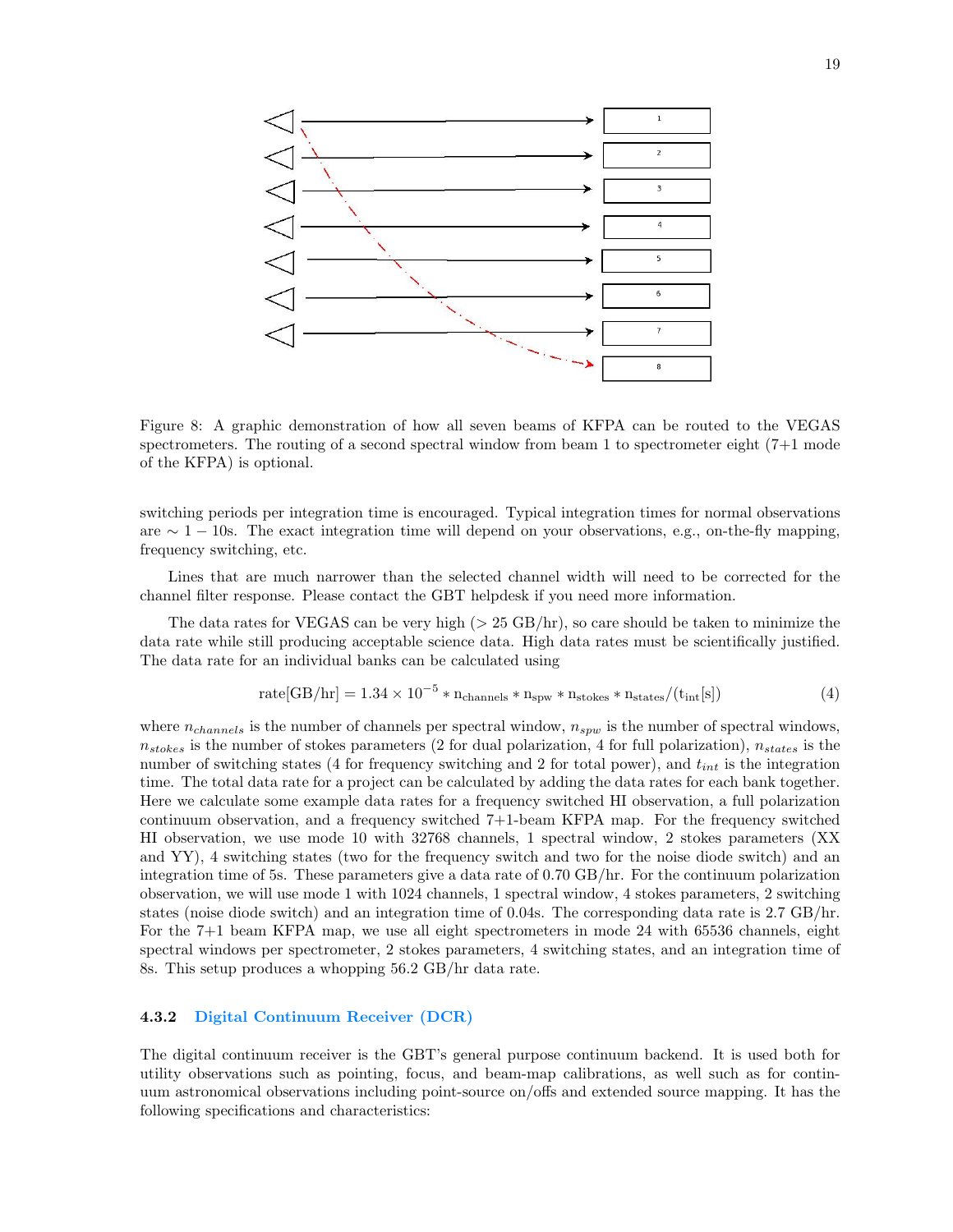1

2

3

4

5

6

7

8

Figure 8: A graphic demonstration of how all seven beams of KFPA can be routed to the VEGAS spectrometers. The routing of a second spectral window from beam 1 to spectrometer eight (7+1 mode of the KFPA) is optional.

switching periods per integration time is encouraged. Typical integration times for normal observations are $\sim 1-10$s. The exact integration time will depend on your observations, e.g., on-the-fly mapping, frequency switching, etc.

Lines that are much narrower than the selected channel width will need to be corrected for the channel filter response. Please contact the GBT helpdesk if you need more information.

The data rates for VEGAS can be very high (> 25 GB/hr), so care should be taken to minimize the data rate while still producing acceptable science data. High data rates must be scientifically justified. The data rate for an individual banks can be calculated using

$$\mathrm{rate[GB/hr]} = 1.34 \times 10^{-5} * \mathrm{n_{channels}} * \mathrm{n_{spw}} * \mathrm{n_{stokes}} * \mathrm{n_{states}}/(\mathrm{t_{int}[s]}) \tag{4}$$

where $n_{channels}$ is the number of channels per spectral window, $n_{spw}$ is the number of spectral windows, $n_{stokes}$ is the number of stokes parameters (2 for dual polarization, 4 for full polarization), $n_{states}$ is the number of switching states (4 for frequency switching and 2 for total power), and $t_{int}$ is the integration time. The total data rate for a project can be calculated by adding the data rates for each bank together. Here we calculate some example data rates for a frequency switched HI observation, a full polarization continuum observation, and a frequency switched 7+1-beam KFPA map. For the frequency switched HI observation, we use mode 10 with 32768 channels, 1 spectral window, 2 stokes parameters (XX and YY), 4 switching states (two for the frequency switch and two for the noise diode switch) and an integration time of 5s. These parameters give a data rate of 0.70 GB/hr. For the continuum polarization observation, we will use mode 1 with 1024 channels, 1 spectral window, 4 stokes parameters, 2 switching states (noise diode switch) and an integration time of 0.04s. The corresponding data rate is 2.7 GB/hr. For the 7+1 beam KFPA map, we use all eight spectrometers in mode 24 with 65536 channels, eight spectral windows per spectrometer, 2 stokes parameters, 4 switching states, and an integration time of 8s. This setup produces a whopping 56.2 GB/hr data rate.

#### 4.3.2 Digital Continuum Receiver (DCR)

The digital continuum receiver is the GBT's general purpose continuum backend. It is used both for utility observations such as pointing, focus, and beam-map calibrations, as well such as for continuum astronomical observations including point-source on/offs and extended source mapping. It has the following specifications and characteristics: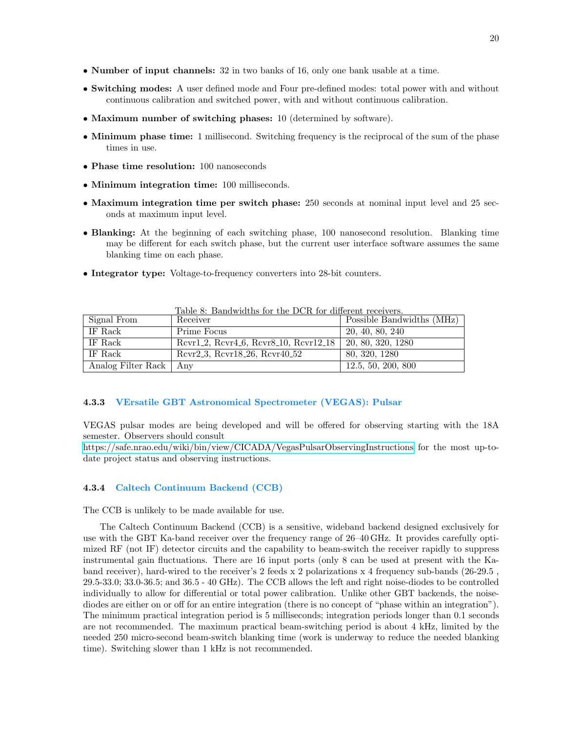- **Number of input channels:** 32 in two banks of 16, only one bank usable at a time.
- **Switching modes:** A user defined mode and Four pre-defined modes: total power with and without continuous calibration and switched power, with and without continuous calibration.
- **Maximum number of switching phases:** 10 (determined by software).
- **Minimum phase time:** 1 millisecond. Switching frequency is the reciprocal of the sum of the phase times in use.
- **Phase time resolution:** 100 nanoseconds
- **Minimum integration time:** 100 milliseconds.
- **Maximum integration time per switch phase:** 250 seconds at nominal input level and 25 seconds at maximum input level.
- **Blanking:** At the beginning of each switching phase, 100 nanosecond resolution. Blanking time may be different for each switch phase, but the current user interface software assumes the same blanking time on each phase.
- **Integrator type:** Voltage-to-frequency converters into 28-bit counters.

Table 8: Bandwidths for the DCR for different receivers.

| Signal From | Receiver | Possible Bandwidths (MHz) |
|---|---|---|
| IF Rack | Prime Focus | 20, 40, 80, 240 |
| IF Rack | Rcvr1_2, Rcvr4_6, Rcvr8_10, Rcvr12_18 | 20, 80, 320, 1280 |
| IF Rack | Rcvr2_3, Rcvr18_26, Rcvr40_52 | 80, 320, 1280 |
| Analog Filter Rack | Any | 12.5, 50, 200, 800 |

#### 4.3.3 VErsatile GBT Astronomical Spectrometer (VEGAS): Pulsar

VEGAS pulsar modes are being developed and will be offered for observing starting with the 18A semester. Observers should consult https://safe.nrao.edu/wiki/bin/view/CICADA/VegasPulsarObservingInstructions for the most up-to-date project status and observing instructions.

#### 4.3.4 Caltech Continuum Backend (CCB)

The CCB is unlikely to be made available for use.

The Caltech Continuum Backend (CCB) is a sensitive, wideband backend designed exclusively for use with the GBT Ka-band receiver over the frequency range of 26–40 GHz. It provides carefully optimized RF (not IF) detector circuits and the capability to beam-switch the receiver rapidly to suppress instrumental gain fluctuations. There are 16 input ports (only 8 can be used at present with the Ka-band receiver), hard-wired to the receiver's 2 feeds x 2 polarizations x 4 frequency sub-bands (26-29.5 , 29.5-33.0; 33.0-36.5; and 36.5 - 40 GHz). The CCB allows the left and right noise-diodes to be controlled individually to allow for differential or total power calibration. Unlike other GBT backends, the noise-diodes are either on or off for an entire integration (there is no concept of "phase within an integration"). The minimum practical integration period is 5 milliseconds; integration periods longer than 0.1 seconds are not recommended. The maximum practical beam-switching period is about 4 kHz, limited by the needed 250 micro-second beam-switch blanking time (work is underway to reduce the needed blanking time). Switching slower than 1 kHz is not recommended.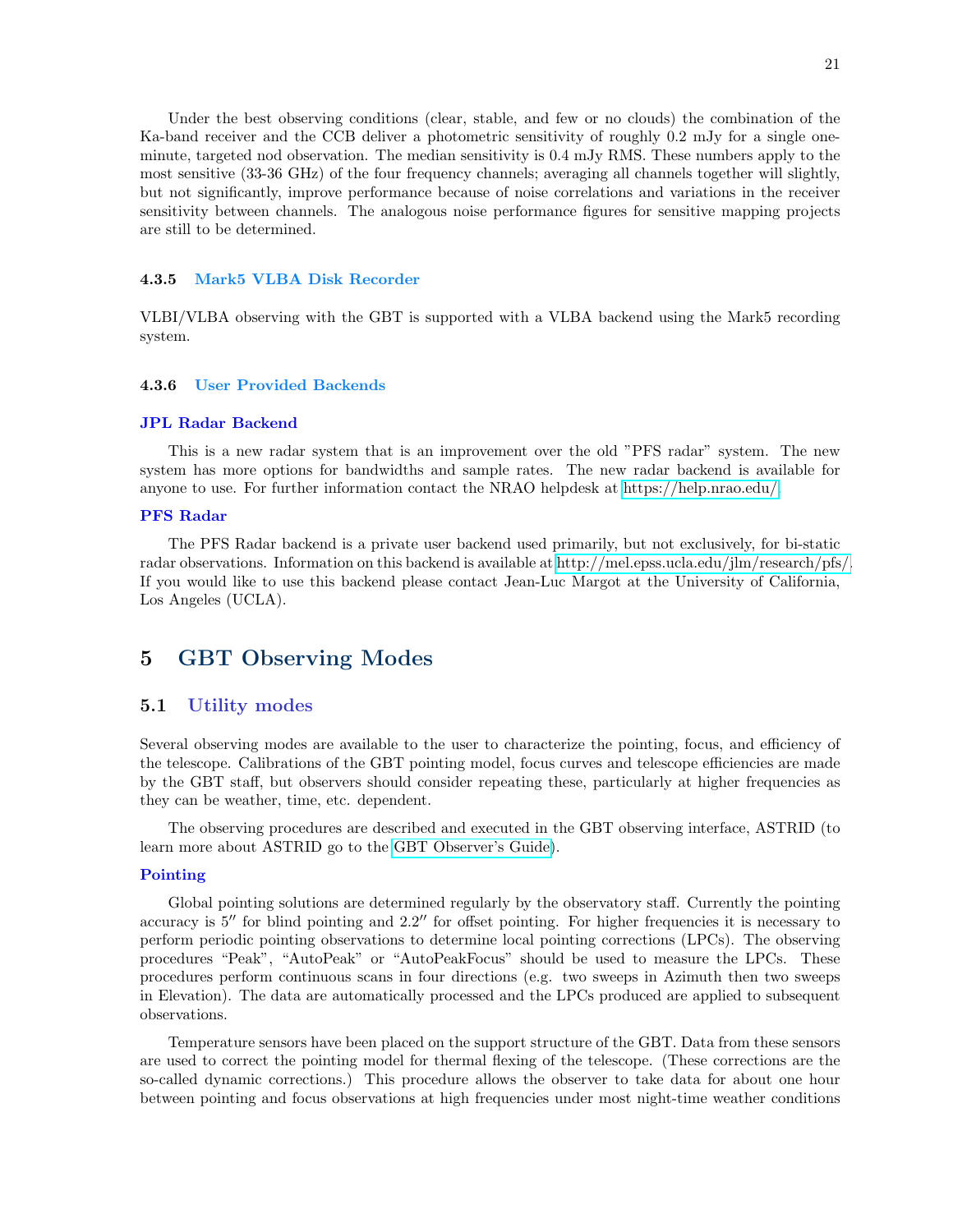Under the best observing conditions (clear, stable, and few or no clouds) the combination of the Ka-band receiver and the CCB deliver a photometric sensitivity of roughly 0.2 mJy for a single one-minute, targeted nod observation. The median sensitivity is 0.4 mJy RMS. These numbers apply to the most sensitive (33-36 GHz) of the four frequency channels; averaging all channels together will slightly, but not significantly, improve performance because of noise correlations and variations in the receiver sensitivity between channels. The analogous noise performance figures for sensitive mapping projects are still to be determined.

#### 4.3.5 Mark5 VLBA Disk Recorder

VLBI/VLBA observing with the GBT is supported with a VLBA backend using the Mark5 recording system.

#### 4.3.6 User Provided Backends

**JPL Radar Backend**

This is a new radar system that is an improvement over the old "PFS radar" system. The new system has more options for bandwidths and sample rates. The new radar backend is available for anyone to use. For further information contact the NRAO helpdesk at https://help.nrao.edu/.

**PFS Radar**

The PFS Radar backend is a private user backend used primarily, but not exclusively, for bi-static radar observations. Information on this backend is available at http://mel.epss.ucla.edu/jlm/research/pfs/. If you would like to use this backend please contact Jean-Luc Margot at the University of California, Los Angeles (UCLA).

## 5 GBT Observing Modes

### 5.1 Utility modes

Several observing modes are available to the user to characterize the pointing, focus, and efficiency of the telescope. Calibrations of the GBT pointing model, focus curves and telescope efficiencies are made by the GBT staff, but observers should consider repeating these, particularly at higher frequencies as they can be weather, time, etc. dependent.

The observing procedures are described and executed in the GBT observing interface, ASTRID (to learn more about ASTRID go to the GBT Observer's Guide).

**Pointing**

Global pointing solutions are determined regularly by the observatory staff. Currently the pointing accuracy is $5''$ for blind pointing and $2.2''$ for offset pointing. For higher frequencies it is necessary to perform periodic pointing observations to determine local pointing corrections (LPCs). The observing procedures "Peak", "AutoPeak" or "AutoPeakFocus" should be used to measure the LPCs. These procedures perform continuous scans in four directions (e.g. two sweeps in Azimuth then two sweeps in Elevation). The data are automatically processed and the LPCs produced are applied to subsequent observations.

Temperature sensors have been placed on the support structure of the GBT. Data from these sensors are used to correct the pointing model for thermal flexing of the telescope. (These corrections are the so-called dynamic corrections.) This procedure allows the observer to take data for about one hour between pointing and focus observations at high frequencies under most night-time weather conditions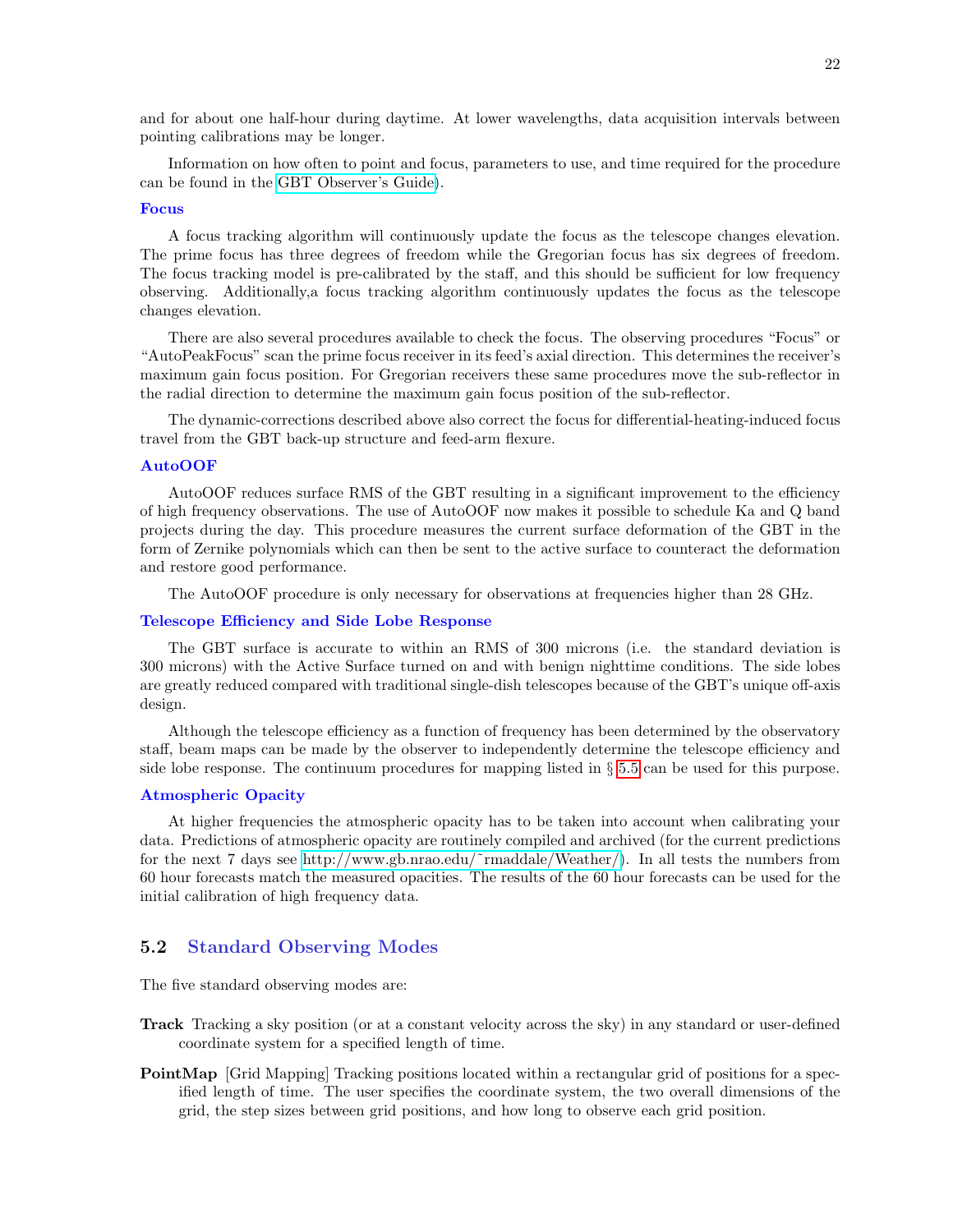and for about one half-hour during daytime. At lower wavelengths, data acquisition intervals between pointing calibrations may be longer.

Information on how often to point and focus, parameters to use, and time required for the procedure can be found in the GBT Observer's Guide).

#### Focus

A focus tracking algorithm will continuously update the focus as the telescope changes elevation. The prime focus has three degrees of freedom while the Gregorian focus has six degrees of freedom. The focus tracking model is pre-calibrated by the staff, and this should be sufficient for low frequency observing. Additionally,a focus tracking algorithm continuously updates the focus as the telescope changes elevation.

There are also several procedures available to check the focus. The observing procedures "Focus" or "AutoPeakFocus" scan the prime focus receiver in its feed's axial direction. This determines the receiver's maximum gain focus position. For Gregorian receivers these same procedures move the sub-reflector in the radial direction to determine the maximum gain focus position of the sub-reflector.

The dynamic-corrections described above also correct the focus for differential-heating-induced focus travel from the GBT back-up structure and feed-arm flexure.

#### AutoOOF

AutoOOF reduces surface RMS of the GBT resulting in a significant improvement to the efficiency of high frequency observations. The use of AutoOOF now makes it possible to schedule Ka and Q band projects during the day. This procedure measures the current surface deformation of the GBT in the form of Zernike polynomials which can then be sent to the active surface to counteract the deformation and restore good performance.

The AutoOOF procedure is only necessary for observations at frequencies higher than 28 GHz.

#### Telescope Efficiency and Side Lobe Response

The GBT surface is accurate to within an RMS of 300 microns (i.e. the standard deviation is 300 microns) with the Active Surface turned on and with benign nighttime conditions. The side lobes are greatly reduced compared with traditional single-dish telescopes because of the GBT's unique off-axis design.

Although the telescope efficiency as a function of frequency has been determined by the observatory staff, beam maps can be made by the observer to independently determine the telescope efficiency and side lobe response. The continuum procedures for mapping listed in § 5.5 can be used for this purpose.

#### Atmospheric Opacity

At higher frequencies the atmospheric opacity has to be taken into account when calibrating your data. Predictions of atmospheric opacity are routinely compiled and archived (for the current predictions for the next 7 days see http://www.gb.nrao.edu/~rmaddale/Weather/). In all tests the numbers from 60 hour forecasts match the measured opacities. The results of the 60 hour forecasts can be used for the initial calibration of high frequency data.

## 5.2 Standard Observing Modes

The five standard observing modes are:

**Track** Tracking a sky position (or at a constant velocity across the sky) in any standard or user-defined coordinate system for a specified length of time.

**PointMap** [Grid Mapping] Tracking positions located within a rectangular grid of positions for a specified length of time. The user specifies the coordinate system, the two overall dimensions of the grid, the step sizes between grid positions, and how long to observe each grid position.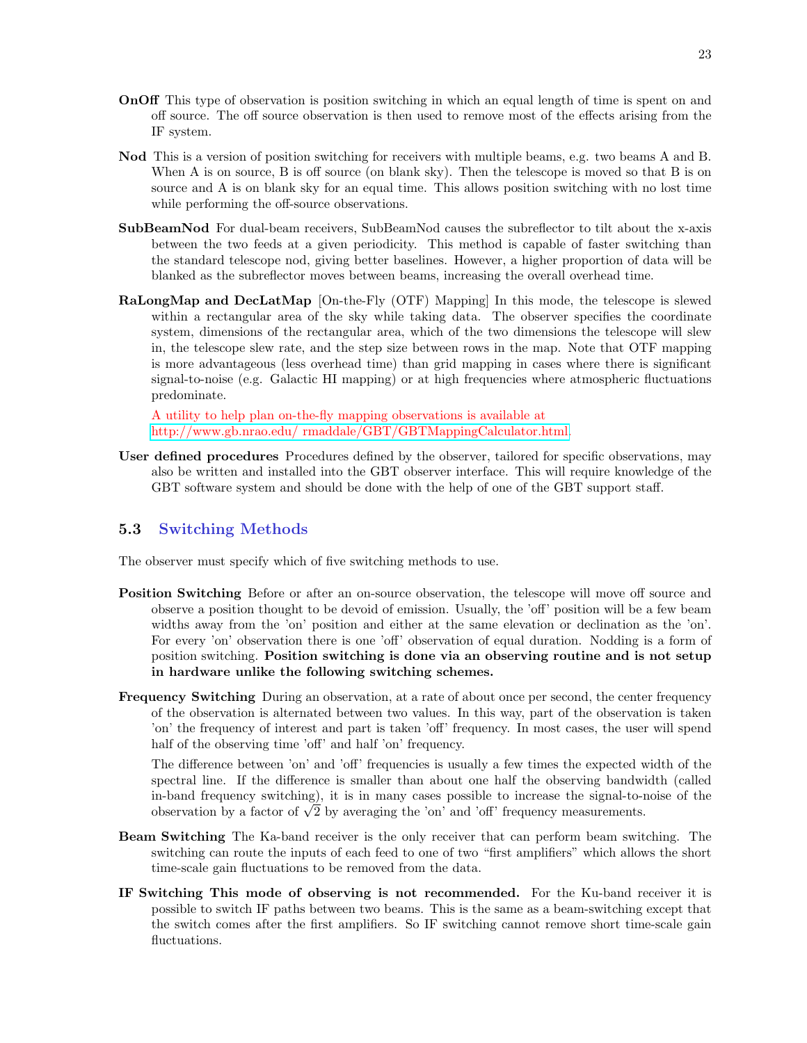**OnOff** This type of observation is position switching in which an equal length of time is spent on and off source. The off source observation is then used to remove most of the effects arising from the IF system.

**Nod** This is a version of position switching for receivers with multiple beams, e.g. two beams A and B. When A is on source, B is off source (on blank sky). Then the telescope is moved so that B is on source and A is on blank sky for an equal time. This allows position switching with no lost time while performing the off-source observations.

**SubBeamNod** For dual-beam receivers, SubBeamNod causes the subreflector to tilt about the x-axis between the two feeds at a given periodicity. This method is capable of faster switching than the standard telescope nod, giving better baselines. However, a higher proportion of data will be blanked as the subreflector moves between beams, increasing the overall overhead time.

**RaLongMap and DecLatMap** [On-the-Fly (OTF) Mapping] In this mode, the telescope is slewed within a rectangular area of the sky while taking data. The observer specifies the coordinate system, dimensions of the rectangular area, which of the two dimensions the telescope will slew in, the telescope slew rate, and the step size between rows in the map. Note that OTF mapping is more advantageous (less overhead time) than grid mapping in cases where there is significant signal-to-noise (e.g. Galactic HI mapping) or at high frequencies where atmospheric fluctuations predominate.

A utility to help plan on-the-fly mapping observations is available at http://www.gb.nrao.edu/ rmaddale/GBT/GBTMappingCalculator.html.

**User defined procedures** Procedures defined by the observer, tailored for specific observations, may also be written and installed into the GBT observer interface. This will require knowledge of the GBT software system and should be done with the help of one of the GBT support staff.

## 5.3 Switching Methods

The observer must specify which of five switching methods to use.

**Position Switching** Before or after an on-source observation, the telescope will move off source and observe a position thought to be devoid of emission. Usually, the 'off' position will be a few beam widths away from the 'on' position and either at the same elevation or declination as the 'on'. For every 'on' observation there is one 'off' observation of equal duration. Nodding is a form of position switching. **Position switching is done via an observing routine and is not setup in hardware unlike the following switching schemes.**

**Frequency Switching** During an observation, at a rate of about once per second, the center frequency of the observation is alternated between two values. In this way, part of the observation is taken 'on' the frequency of interest and part is taken 'off' frequency. In most cases, the user will spend half of the observing time 'off' and half 'on' frequency.

The difference between 'on' and 'off' frequencies is usually a few times the expected width of the spectral line. If the difference is smaller than about one half the observing bandwidth (called in-band frequency switching), it is in many cases possible to increase the signal-to-noise of the observation by a factor of $\sqrt{2}$ by averaging the 'on' and 'off' frequency measurements.

**Beam Switching** The Ka-band receiver is the only receiver that can perform beam switching. The switching can route the inputs of each feed to one of two "first amplifiers" which allows the short time-scale gain fluctuations to be removed from the data.

**IF Switching This mode of observing is not recommended.** For the Ku-band receiver it is possible to switch IF paths between two beams. This is the same as a beam-switching except that the switch comes after the first amplifiers. So IF switching cannot remove short time-scale gain fluctuations.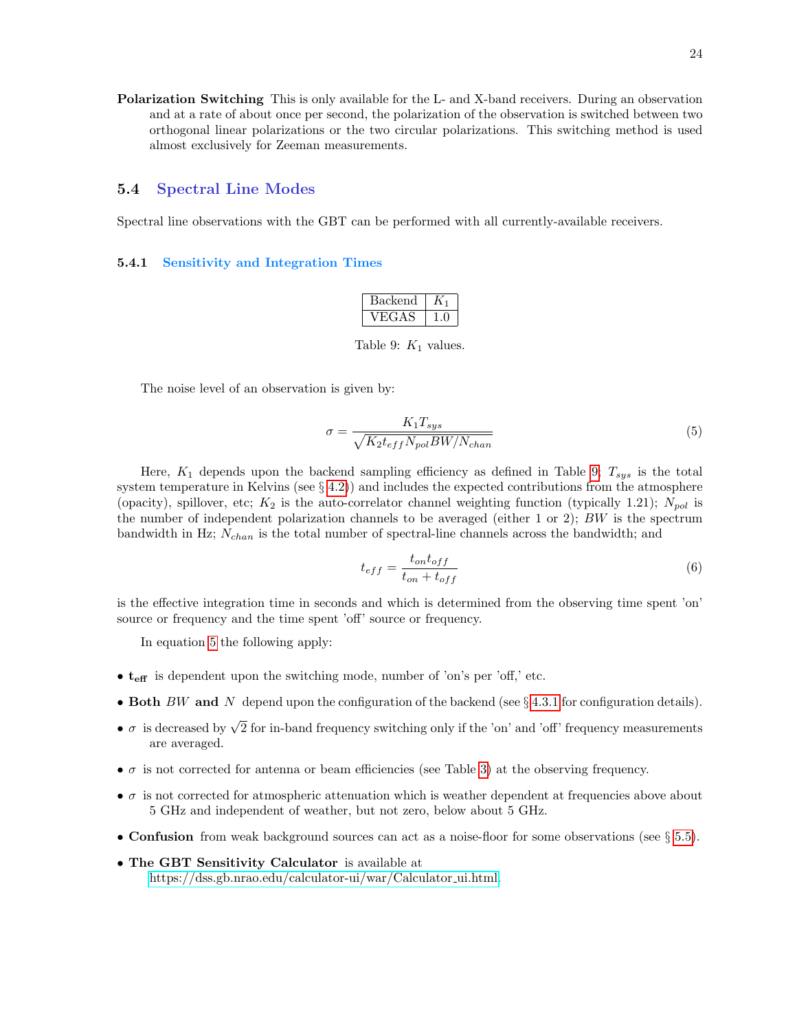**Polarization Switching** This is only available for the L- and X-band receivers. During an observation and at a rate of about once per second, the polarization of the observation is switched between two orthogonal linear polarizations or the two circular polarizations. This switching method is used almost exclusively for Zeeman measurements.

## 5.4 Spectral Line Modes

Spectral line observations with the GBT can be performed with all currently-available receivers.

### 5.4.1 Sensitivity and Integration Times

| Backend | $K_1$ |
|---|---|
| VEGAS | 1.0 |

Table 9: $K_1$ values.

The noise level of an observation is given by:

$$\sigma = \frac{K_1 T_{sys}}{\sqrt{K_2 t_{eff} N_{pol} BW/N_{chan}}} \tag{5}$$

Here, $K_1$ depends upon the backend sampling efficiency as defined in Table 9; $T_{sys}$ is the total system temperature in Kelvins (see § 4.2) and includes the expected contributions from the atmosphere (opacity), spillover, etc; $K_2$ is the auto-correlator channel weighting function (typically 1.21); $N_{pol}$ is the number of independent polarization channels to be averaged (either 1 or 2); $BW$ is the spectrum bandwidth in Hz; $N_{chan}$ is the total number of spectral-line channels across the bandwidth; and

$$t_{eff} = \frac{t_{on} t_{off}}{t_{on} + t_{off}} \tag{6}$$

is the effective integration time in seconds and which is determined from the observing time spent 'on' source or frequency and the time spent 'off' source or frequency.

In equation 5 the following apply:

- $\mathbf{t_{eff}}$ is dependent upon the switching mode, number of 'on's per 'off,' etc.
- **Both** $BW$ **and** $N$ depend upon the configuration of the backend (see § 4.3.1 for configuration details).
- $\sigma$ is decreased by $\sqrt{2}$ for in-band frequency switching only if the 'on' and 'off' frequency measurements are averaged.
- $\sigma$ is not corrected for antenna or beam efficiencies (see Table 3) at the observing frequency.
- $\sigma$ is not corrected for atmospheric attenuation which is weather dependent at frequencies above about 5 GHz and independent of weather, but not zero, below about 5 GHz.
- **Confusion** from weak background sources can act as a noise-floor for some observations (see § 5.5).
- **The GBT Sensitivity Calculator** is available at https://dss.gb.nrao.edu/calculator-ui/war/Calculator_ui.html.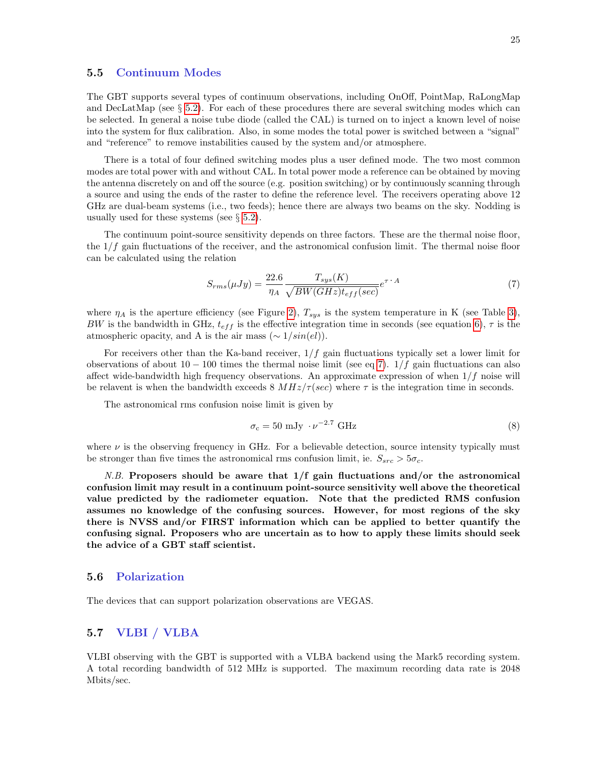### 5.5 Continuum Modes

The GBT supports several types of continuum observations, including OnOff, PointMap, RaLongMap and DecLatMap (see § 5.2). For each of these procedures there are several switching modes which can be selected. In general a noise tube diode (called the CAL) is turned on to inject a known level of noise into the system for flux calibration. Also, in some modes the total power is switched between a "signal" and "reference" to remove instabilities caused by the system and/or atmosphere.

There is a total of four defined switching modes plus a user defined mode. The two most common modes are total power with and without CAL. In total power mode a reference can be obtained by moving the antenna discretely on and off the source (e.g. position switching) or by continuously scanning through a source and using the ends of the raster to define the reference level. The receivers operating above 12 GHz are dual-beam systems (i.e., two feeds); hence there are always two beams on the sky. Nodding is usually used for these systems (see § 5.2).

The continuum point-source sensitivity depends on three factors. These are the thermal noise floor, the $1/f$ gain fluctuations of the receiver, and the astronomical confusion limit. The thermal noise floor can be calculated using the relation

$$S_{rms}(\mu Jy) = \frac{22.6}{\eta_A} \frac{T_{sys}(K)}{\sqrt{BW(GHz) t_{eff}(sec)}} e^{\tau \cdot A} \tag{7}$$

where $\eta_A$ is the aperture efficiency (see Figure 2), $T_{sys}$ is the system temperature in K (see Table 3), $BW$ is the bandwidth in GHz, $t_{eff}$ is the effective integration time in seconds (see equation 6), $\tau$ is the atmospheric opacity, and A is the air mass ($\sim 1/sin(el)$).

For receivers other than the Ka-band receiver, $1/f$ gain fluctuations typically set a lower limit for observations of about $10 - 100$ times the thermal noise limit (see eq 7). $1/f$ gain fluctuations can also affect wide-bandwidth high frequency observations. An approximate expression of when $1/f$ noise will be relavent is when the bandwidth exceeds 8 $MHz/\tau(sec)$ where $\tau$ is the integration time in seconds.

The astronomical rms confusion noise limit is given by

$$\sigma_c = 50 \text{ mJy } \cdot \nu^{-2.7} \text{ GHz} \tag{8}$$

where $\nu$ is the observing frequency in GHz. For a believable detection, source intensity typically must be stronger than five times the astronomical rms confusion limit, ie. $S_{src} > 5\sigma_c$.

*N.B.* **Proposers should be aware that 1/f gain fluctuations and/or the astronomical confusion limit may result in a continuum point-source sensitivity well above the theoretical value predicted by the radiometer equation. Note that the predicted RMS confusion assumes no knowledge of the confusing sources. However, for most regions of the sky there is NVSS and/or FIRST information which can be applied to better quantify the confusing signal. Proposers who are uncertain as to how to apply these limits should seek the advice of a GBT staff scientist.**

### 5.6 Polarization

The devices that can support polarization observations are VEGAS.

### 5.7 VLBI / VLBA

VLBI observing with the GBT is supported with a VLBA backend using the Mark5 recording system. A total recording bandwidth of 512 MHz is supported. The maximum recording data rate is 2048 Mbits/sec.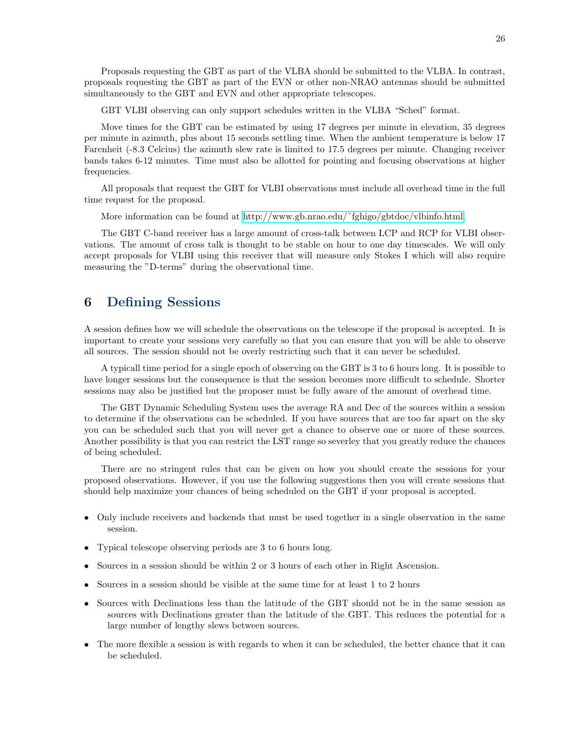Proposals requesting the GBT as part of the VLBA should be submitted to the VLBA. In contrast, proposals requesting the GBT as part of the EVN or other non-NRAO antennas should be submitted simultaneously to the GBT and EVN and other appropriate telescopes.

GBT VLBI observing can only support schedules written in the VLBA "Sched" format.

Move times for the GBT can be estimated by using 17 degrees per minute in elevation, 35 degrees per minute in azimuth, plus about 15 seconds settling time. When the ambient temperature is below 17 Farenheit (-8.3 Celcius) the azimuth slew rate is limited to 17.5 degrees per minute. Changing receiver bands takes 6-12 minutes. Time must also be allotted for pointing and focusing observations at higher frequencies.

All proposals that request the GBT for VLBI observations must include all overhead time in the full time request for the proposal.

More information can be found at http://www.gb.nrao.edu/~fghigo/gbtdoc/vlbinfo.html.

The GBT C-band receiver has a large amount of cross-talk between LCP and RCP for VLBI observations. The amount of cross talk is thought to be stable on hour to one day timescales. We will only accept proposals for VLBI using this receiver that will measure only Stokes I which will also require measuring the "D-terms" during the observational time.

# 6 Defining Sessions

A session defines how we will schedule the observations on the telescope if the proposal is accepted. It is important to create your sessions very carefully so that you can ensure that you will be able to observe all sources. The session should not be overly restricting such that it can never be scheduled.

A typicall time period for a single epoch of observing on the GBT is 3 to 6 hours long. It is possible to have longer sessions but the consequence is that the session becomes more difficult to schedule. Shorter sessions may also be justified but the proposer must be fully aware of the amount of overhead time.

The GBT Dynamic Scheduling System uses the average RA and Dec of the sources within a session to determine if the observations can be scheduled. If you have sources that are too far apart on the sky you can be scheduled such that you will never get a chance to observe one or more of these sources. Another possibility is that you can restrict the LST range so severley that you greatly reduce the chances of being scheduled.

There are no stringent rules that can be given on how you should create the sessions for your proposed observations. However, if you use the following suggestions then you will create sessions that should help maximize your chances of being scheduled on the GBT if your proposal is accepted.

- Only include receivers and backends that must be used together in a single observation in the same session.
- Typical telescope observing periods are 3 to 6 hours long.
- Sources in a session should be within 2 or 3 hours of each other in Right Ascension.
- Sources in a session should be visible at the same time for at least 1 to 2 hours
- Sources with Declinations less than the latitude of the GBT should not be in the same session as sources with Declinations greater than the latitude of the GBT. This reduces the potential for a large number of lengthy slews between sources.
- The more flexible a session is with regards to when it can be scheduled, the better chance that it can be scheduled.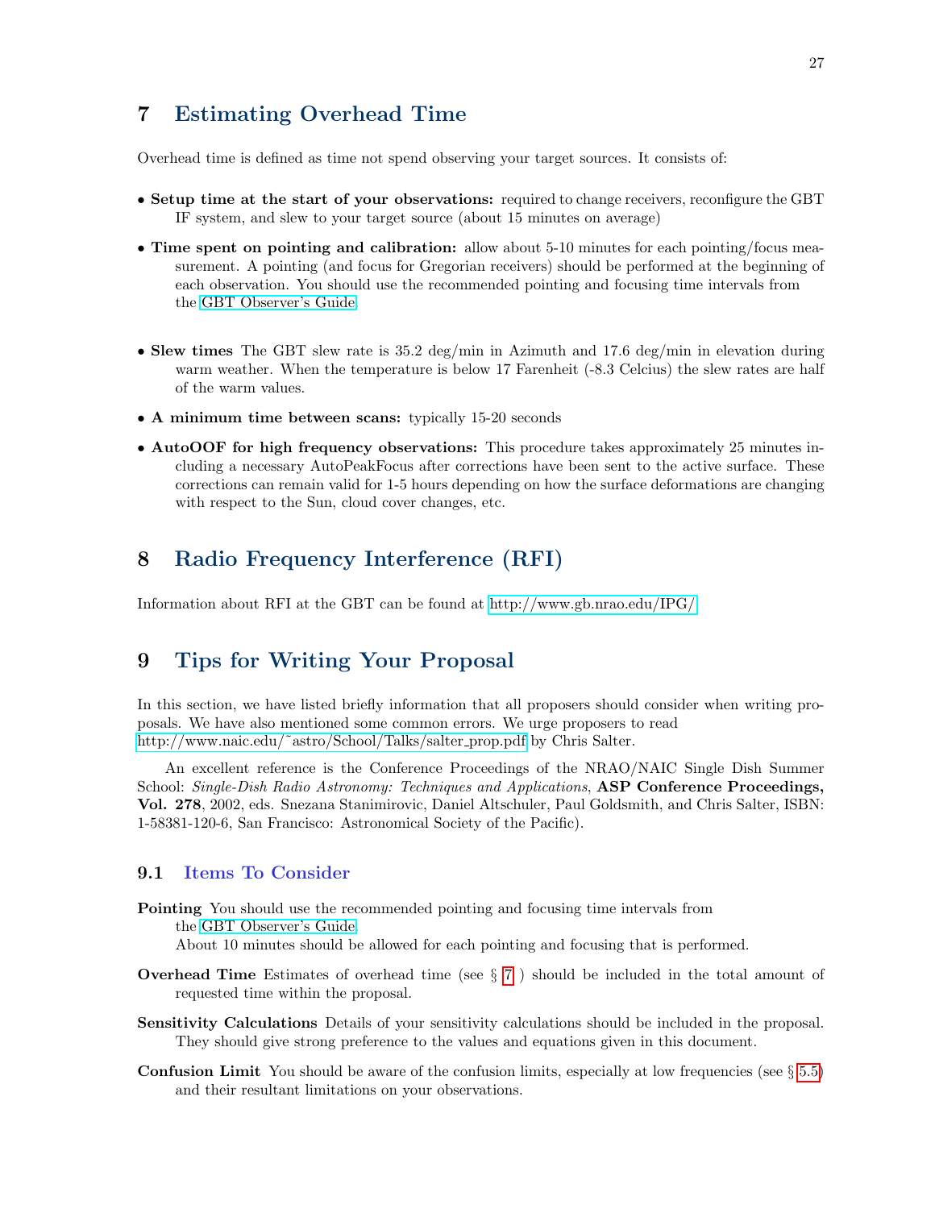# 7 Estimating Overhead Time

Overhead time is defined as time not spend observing your target sources. It consists of:

- **Setup time at the start of your observations:** required to change receivers, reconfigure the GBT IF system, and slew to your target source (about 15 minutes on average)
- **Time spent on pointing and calibration:** allow about 5-10 minutes for each pointing/focus measurement. A pointing (and focus for Gregorian receivers) should be performed at the beginning of each observation. You should use the recommended pointing and focusing time intervals from the GBT Observer's Guide
- **Slew times** The GBT slew rate is 35.2 deg/min in Azimuth and 17.6 deg/min in elevation during warm weather. When the temperature is below 17 Farenheit (-8.3 Celcius) the slew rates are half of the warm values.
- **A minimum time between scans:** typically 15-20 seconds
- **AutoOOF for high frequency observations:** This procedure takes approximately 25 minutes including a necessary AutoPeakFocus after corrections have been sent to the active surface. These corrections can remain valid for 1-5 hours depending on how the surface deformations are changing with respect to the Sun, cloud cover changes, etc.

# 8 Radio Frequency Interference (RFI)

Information about RFI at the GBT can be found at http://www.gb.nrao.edu/IPG/

# 9 Tips for Writing Your Proposal

In this section, we have listed briefly information that all proposers should consider when writing proposals. We have also mentioned some common errors. We urge proposers to read http://www.naic.edu/~astro/School/Talks/salter_prop.pdf by Chris Salter.

An excellent reference is the Conference Proceedings of the NRAO/NAIC Single Dish Summer School: *Single-Dish Radio Astronomy: Techniques and Applications*, **ASP Conference Proceedings, Vol. 278**, 2002, eds. Snezana Stanimirovic, Daniel Altschuler, Paul Goldsmith, and Chris Salter, ISBN: 1-58381-120-6, San Francisco: Astronomical Society of the Pacific).

## 9.1 Items To Consider

**Pointing** You should use the recommended pointing and focusing time intervals from the GBT Observer's Guide  
About 10 minutes should be allowed for each pointing and focusing that is performed.

**Overhead Time** Estimates of overhead time (see § 7 ) should be included in the total amount of requested time within the proposal.

**Sensitivity Calculations** Details of your sensitivity calculations should be included in the proposal. They should give strong preference to the values and equations given in this document.

**Confusion Limit** You should be aware of the confusion limits, especially at low frequencies (see § 5.5) and their resultant limitations on your observations.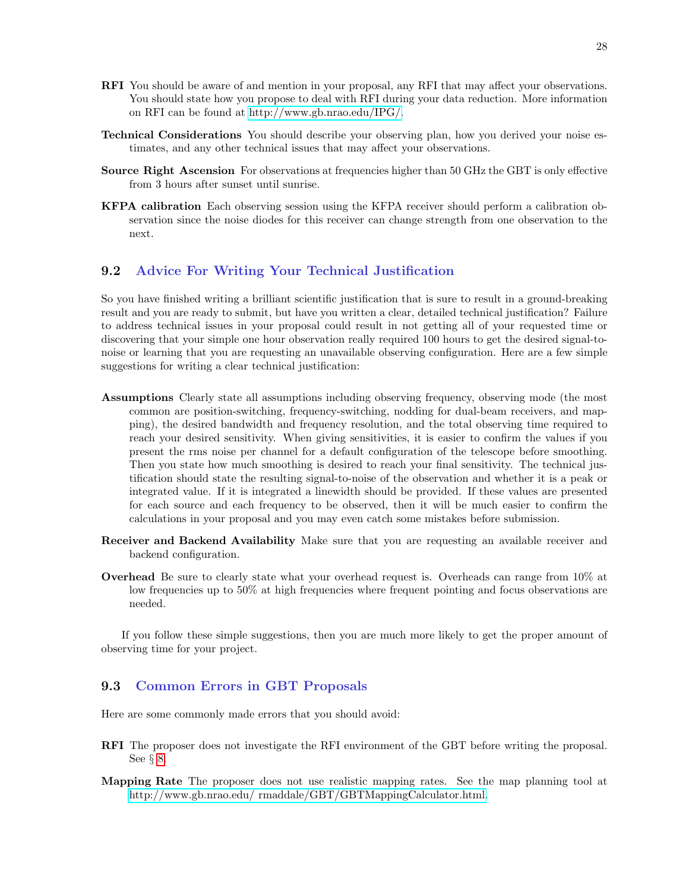**RFI** You should be aware of and mention in your proposal, any RFI that may affect your observations. You should state how you propose to deal with RFI during your data reduction. More information on RFI can be found at http://www.gb.nrao.edu/IPG/.

**Technical Considerations** You should describe your observing plan, how you derived your noise estimates, and any other technical issues that may affect your observations.

**Source Right Ascension** For observations at frequencies higher than 50 GHz the GBT is only effective from 3 hours after sunset until sunrise.

**KFPA calibration** Each observing session using the KFPA receiver should perform a calibration observation since the noise diodes for this receiver can change strength from one observation to the next.

## 9.2 Advice For Writing Your Technical Justification

So you have finished writing a brilliant scientific justification that is sure to result in a ground-breaking result and you are ready to submit, but have you written a clear, detailed technical justification? Failure to address technical issues in your proposal could result in not getting all of your requested time or discovering that your simple one hour observation really required 100 hours to get the desired signal-to-noise or learning that you are requesting an unavailable observing configuration. Here are a few simple suggestions for writing a clear technical justification:

**Assumptions** Clearly state all assumptions including observing frequency, observing mode (the most common are position-switching, frequency-switching, nodding for dual-beam receivers, and mapping), the desired bandwidth and frequency resolution, and the total observing time required to reach your desired sensitivity. When giving sensitivities, it is easier to confirm the values if you present the rms noise per channel for a default configuration of the telescope before smoothing. Then you state how much smoothing is desired to reach your final sensitivity. The technical justification should state the resulting signal-to-noise of the observation and whether it is a peak or integrated value. If it is integrated a linewidth should be provided. If these values are presented for each source and each frequency to be observed, then it will be much easier to confirm the calculations in your proposal and you may even catch some mistakes before submission.

**Receiver and Backend Availability** Make sure that you are requesting an available receiver and backend configuration.

**Overhead** Be sure to clearly state what your overhead request is. Overheads can range from 10% at low frequencies up to 50% at high frequencies where frequent pointing and focus observations are needed.

If you follow these simple suggestions, then you are much more likely to get the proper amount of observing time for your project.

## 9.3 Common Errors in GBT Proposals

Here are some commonly made errors that you should avoid:

**RFI** The proposer does not investigate the RFI environment of the GBT before writing the proposal. See § 8.

**Mapping Rate** The proposer does not use realistic mapping rates. See the map planning tool at http://www.gb.nrao.edu/ rmaddale/GBT/GBTMappingCalculator.html.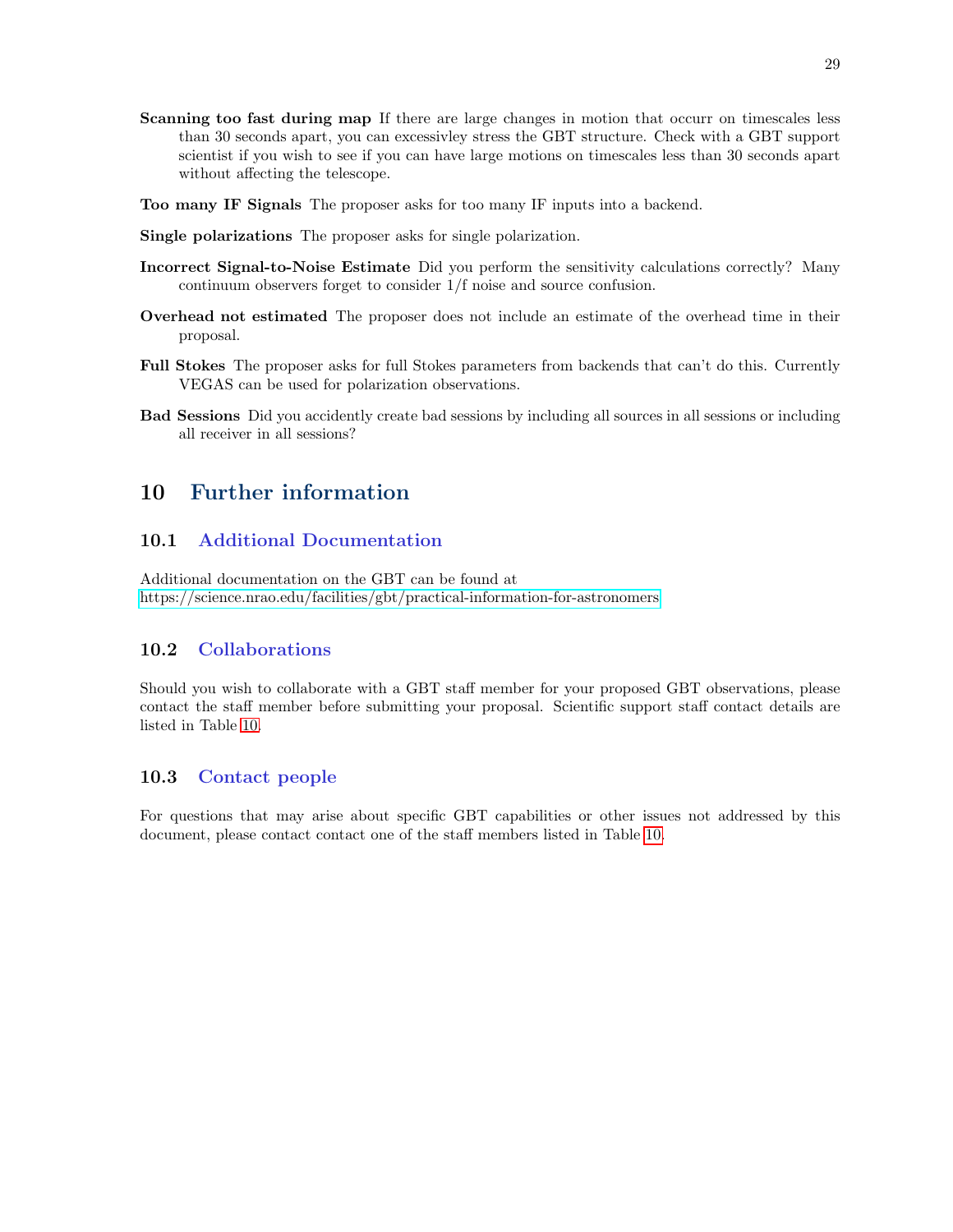**Scanning too fast during map** If there are large changes in motion that occurr on timescales less than 30 seconds apart, you can excessivley stress the GBT structure. Check with a GBT support scientist if you wish to see if you can have large motions on timescales less than 30 seconds apart without affecting the telescope.

**Too many IF Signals** The proposer asks for too many IF inputs into a backend.

**Single polarizations** The proposer asks for single polarization.

**Incorrect Signal-to-Noise Estimate** Did you perform the sensitivity calculations correctly? Many continuum observers forget to consider 1/f noise and source confusion.

**Overhead not estimated** The proposer does not include an estimate of the overhead time in their proposal.

**Full Stokes** The proposer asks for full Stokes parameters from backends that can't do this. Currently VEGAS can be used for polarization observations.

**Bad Sessions** Did you accidently create bad sessions by including all sources in all sessions or including all receiver in all sessions?

# 10 Further information

## 10.1 Additional Documentation

Additional documentation on the GBT can be found at
https://science.nrao.edu/facilities/gbt/practical-information-for-astronomers

## 10.2 Collaborations

Should you wish to collaborate with a GBT staff member for your proposed GBT observations, please contact the staff member before submitting your proposal. Scientific support staff contact details are listed in Table 10.

## 10.3 Contact people

For questions that may arise about specific GBT capabilities or other issues not addressed by this document, please contact contact one of the staff members listed in Table 10.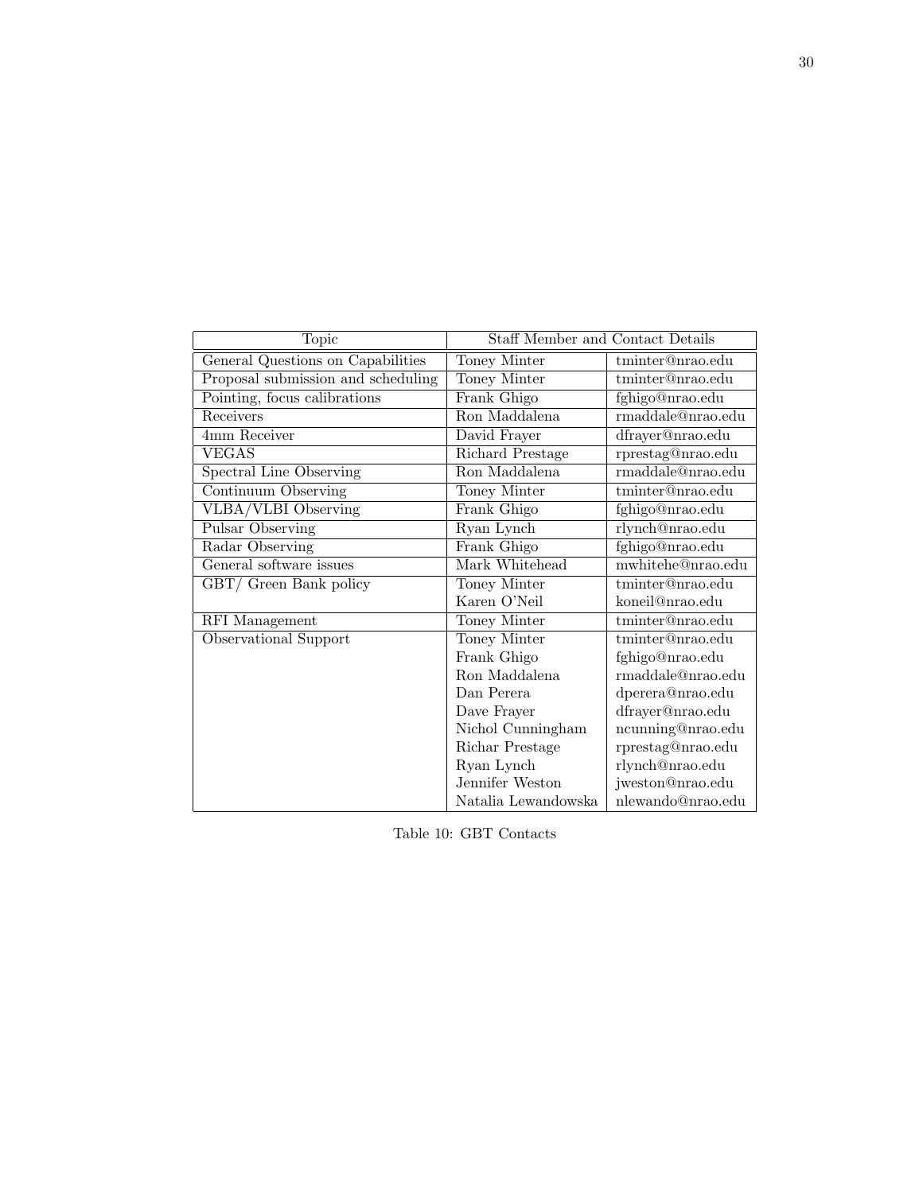| Topic | Staff Member and Contact Details | |
|---|---|---|
| General Questions on Capabilities | Toney Minter | tminter@nrao.edu |
| Proposal submission and scheduling | Toney Minter | tminter@nrao.edu |
| Pointing, focus calibrations | Frank Ghigo | fghigo@nrao.edu |
| Receivers | Ron Maddalena | rmaddale@nrao.edu |
| 4mm Receiver | David Frayer | dfrayer@nrao.edu |
| VEGAS | Richard Prestage | rprestag@nrao.edu |
| Spectral Line Observing | Ron Maddalena | rmaddale@nrao.edu |
| Continuum Observing | Toney Minter | tminter@nrao.edu |
| VLBA/VLBI Observing | Frank Ghigo | fghigo@nrao.edu |
| Pulsar Observing | Ryan Lynch | rlynch@nrao.edu |
| Radar Observing | Frank Ghigo | fghigo@nrao.edu |
| General software issues | Mark Whitehead | mwhitehe@nrao.edu |
| GBT/ Green Bank policy | Toney Minter | tminter@nrao.edu |
| | Karen O'Neil | koneil@nrao.edu |
| RFI Management | Toney Minter | tminter@nrao.edu |
| Observational Support | Toney Minter | tminter@nrao.edu |
| | Frank Ghigo | fghigo@nrao.edu |
| | Ron Maddalena | rmaddale@nrao.edu |
| | Dan Perera | dperera@nrao.edu |
| | Dave Frayer | dfrayer@nrao.edu |
| | Nichol Cunningham | ncunning@nrao.edu |
| | Richar Prestage | rprestag@nrao.edu |
| | Ryan Lynch | rlynch@nrao.edu |
| | Jennifer Weston | jweston@nrao.edu |
| | Natalia Lewandowska | nlewando@nrao.edu |

Table 10: GBT Contacts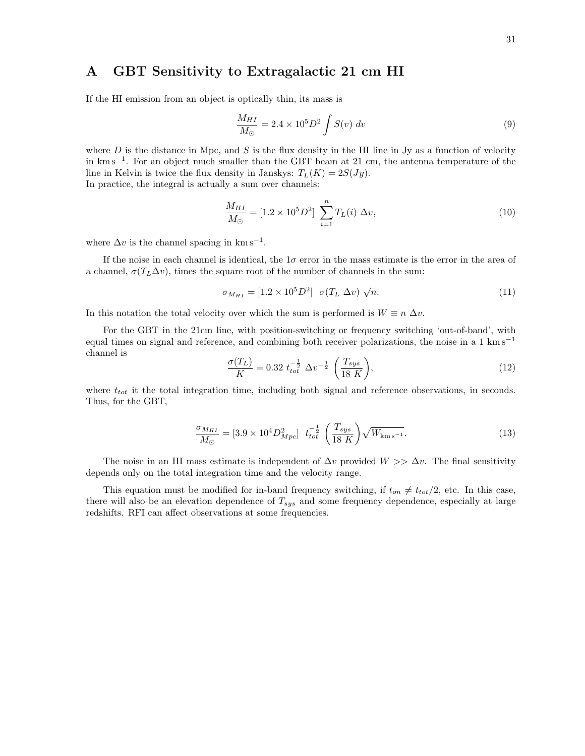# A GBT Sensitivity to Extragalactic 21 cm HI

If the HI emission from an object is optically thin, its mass is

$$\frac{M_{HI}}{M_\odot} = 2.4 \times 10^5 D^2 \int S(v)\ dv \tag{9}$$

where $D$ is the distance in Mpc, and $S$ is the flux density in the HI line in Jy as a function of velocity in $\mathrm{km\,s^{-1}}$. For an object much smaller than the GBT beam at 21 cm, the antenna temperature of the line in Kelvin is twice the flux density in Janskys: $T_L(K) = 2S(Jy)$.
In practice, the integral is actually a sum over channels:

$$\frac{M_{HI}}{M_\odot} = [1.2 \times 10^5 D^2]\ \sum_{i=1}^{n} T_L(i)\ \Delta v, \tag{10}$$

where $\Delta v$ is the channel spacing in $\mathrm{km\,s^{-1}}$.

If the noise in each channel is identical, the $1\sigma$ error in the mass estimate is the error in the area of a channel, $\sigma(T_L \Delta v)$, times the square root of the number of channels in the sum:

$$\sigma_{M_{HI}} = [1.2 \times 10^5 D^2]\ \ \sigma(T_L\ \Delta v)\ \sqrt{n}. \tag{11}$$

In this notation the total velocity over which the sum is performed is $W \equiv n\ \Delta v$.

For the GBT in the 21cm line, with position-switching or frequency switching 'out-of-band', with equal times on signal and reference, and combining both receiver polarizations, the noise in a 1 $\mathrm{km\,s^{-1}}$ channel is

$$\frac{\sigma(T_L)}{K} = 0.32\ t_{tot}^{-\frac{1}{2}}\ \Delta v^{-\frac{1}{2}}\ \left(\frac{T_{sys}}{18\ K}\right), \tag{12}$$

where $t_{tot}$ it the total integration time, including both signal and reference observations, in seconds. Thus, for the GBT,

$$\frac{\sigma_{M_{HI}}}{M_\odot} = [3.9 \times 10^4 D_{Mpc}^2]\ \ t_{tot}^{-\frac{1}{2}}\ \left(\frac{T_{sys}}{18\ K}\right)\sqrt{W_{\mathrm{km\,s^{-1}}}}. \tag{13}$$

The noise in an HI mass estimate is independent of $\Delta v$ provided $W >> \Delta v$. The final sensitivity depends only on the total integration time and the velocity range.

This equation must be modified for in-band frequency switching, if $t_{on} \neq t_{tot}/2$, etc. In this case, there will also be an elevation dependence of $T_{sys}$ and some frequency dependence, especially at large redshifts. RFI can affect observations at some frequencies.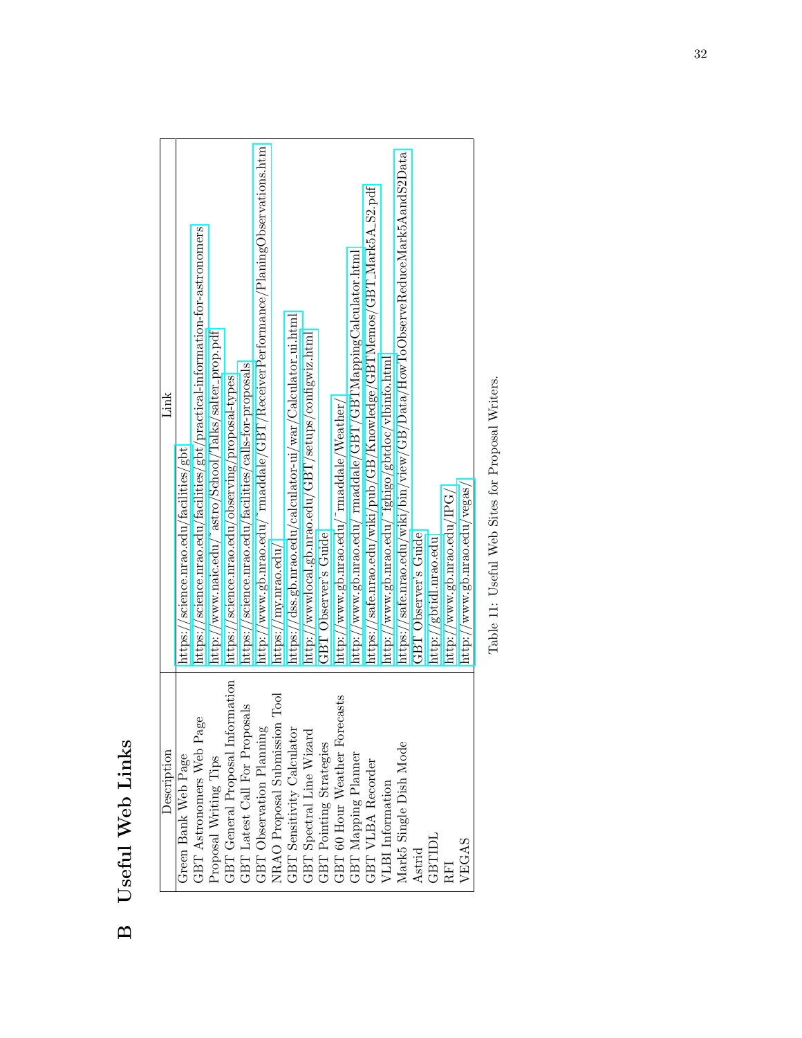# B Useful Web Links

| Description | Link |
|---|---|
| Green Bank Web Page | https://science.nrao.edu/facilities/gbt |
| GBT Astronomers Web Page | https://science.nrao.edu/facilities/gbt/practical-information-for-astronomers |
| Proposal Writing Tips | http://www.naic.edu/~astro/School/Talks/salter_prop.pdf |
| GBT General Proposal Information | https://science.nrao.edu/observing/proposal-types |
| GBT Latest Call For Proposals | https://science.nrao.edu/facilities/calls-for-proposals |
| GBT Observation Planning | http://www.gb.nrao.edu/~rmaddale/GBT/ReceiverPerformance/PlaningObservations.htm |
| NRAO Proposal Submission Tool | https://my.nrao.edu/ |
| GBT Sensitivity Calculator | https://dss.gb.nrao.edu/calculator-ui/war/Calculator_ui.html |
| GBT Spectral Line Wizard | http://wwwlocal.gb.nrao.edu/GBT/setups/configwiz.html |
| GBT Pointing Strategies | GBT Observer's Guide |
| GBT 60 Hour Weather Forecasts | http://www.gb.nrao.edu/~rmaddale/Weather/ |
| GBT Mapping Planner | http://www.gb.nrao.edu/~rmaddale/GBT/GBTMappingCalculator.html |
| GBT VLBA Recorder | https://safe.nrao.edu/wiki/pub/GB/Knowledge/GBTMemos/GBT_Mark5A_S2.pdf |
| VLBI Information | http://www.gb.nrao.edu/~fghigo/gbtdoc/vlbinfo.html |
| Mark5 Single Dish Mode | https://safe.nrao.edu/wiki/bin/view/GB/Data/HowToObserveReduceMark5AandS2Data |
| Astrid | GBT Observer's Guide |
| GBTIDL | http://gbtidl.nrao.edu |
| RFI | http://www.gb.nrao.edu/IPG/ |
| VEGAS | http://www.gb.nrao.edu/vegas/ |

Table 11: Useful Web Sites for Proposal Writers.